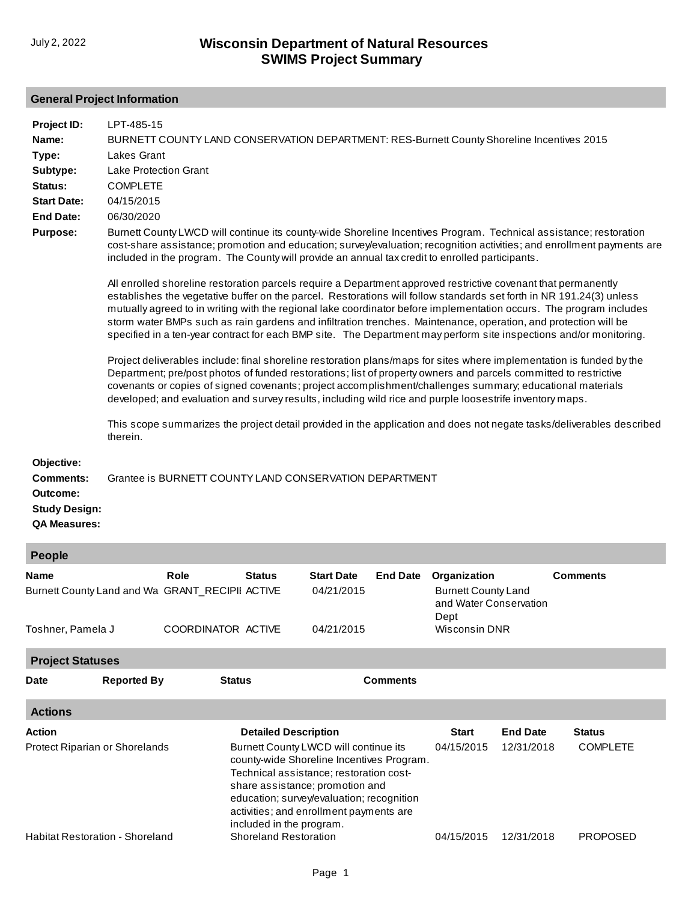July 2, 2022

# Wisconsin Department of Natural Resources
# SWIMS Project Summary

## General Project Information

**Project ID:** LPT-485-15

**Name:** BURNETT COUNTY LAND CONSERVATION DEPARTMENT: RES-Burnett County Shoreline Incentives 2015

**Type:** Lakes Grant

**Subtype:** Lake Protection Grant

**Status:** COMPLETE

**Start Date:** 04/15/2015

**End Date:** 06/30/2020

**Purpose:** Burnett County LWCD will continue its county-wide Shoreline Incentives Program. Technical assistance; restoration cost-share assistance; promotion and education; survey/evaluation; recognition activities; and enrollment payments are included in the program. The County will provide an annual tax credit to enrolled participants.

All enrolled shoreline restoration parcels require a Department approved restrictive covenant that permanently establishes the vegetative buffer on the parcel. Restorations will follow standards set forth in NR 191.24(3) unless mutually agreed to in writing with the regional lake coordinator before implementation occurs. The program includes storm water BMPs such as rain gardens and infiltration trenches. Maintenance, operation, and protection will be specified in a ten-year contract for each BMP site. The Department may perform site inspections and/or monitoring.

Project deliverables include: final shoreline restoration plans/maps for sites where implementation is funded by the Department; pre/post photos of funded restorations; list of property owners and parcels committed to restrictive covenants or copies of signed covenants; project accomplishment/challenges summary; educational materials developed; and evaluation and survey results, including wild rice and purple loosestrife inventory maps.

This scope summarizes the project detail provided in the application and does not negate tasks/deliverables described therein.

**Objective:**

**Comments:** Grantee is BURNETT COUNTY LAND CONSERVATION DEPARTMENT

**Outcome:**

**Study Design:**

**QA Measures:**

## People

| Name | Role | Status | Start Date | End Date | Organization | Comments |
|---|---|---|---|---|---|---|
| Burnett County Land and Wa | GRANT_RECIPII | ACTIVE | 04/21/2015 | | Burnett County Land and Water Conservation Dept | |
| Toshner, Pamela J | COORDINATOR | ACTIVE | 04/21/2015 | | Wisconsin DNR | |

## Project Statuses

| Date | Reported By | Status | Comments |
|---|---|---|---|

## Actions

| Action | Detailed Description | Start | End Date | Status |
|---|---|---|---|---|
| Protect Riparian or Shorelands | Burnett County LWCD will continue its county-wide Shoreline Incentives Program. Technical assistance; restoration cost-share assistance; promotion and education; survey/evaluation; recognition activities; and enrollment payments are included in the program. | 04/15/2015 | 12/31/2018 | COMPLETE |
| Habitat Restoration - Shoreland | Shoreland Restoration | 04/15/2015 | 12/31/2018 | PROPOSED |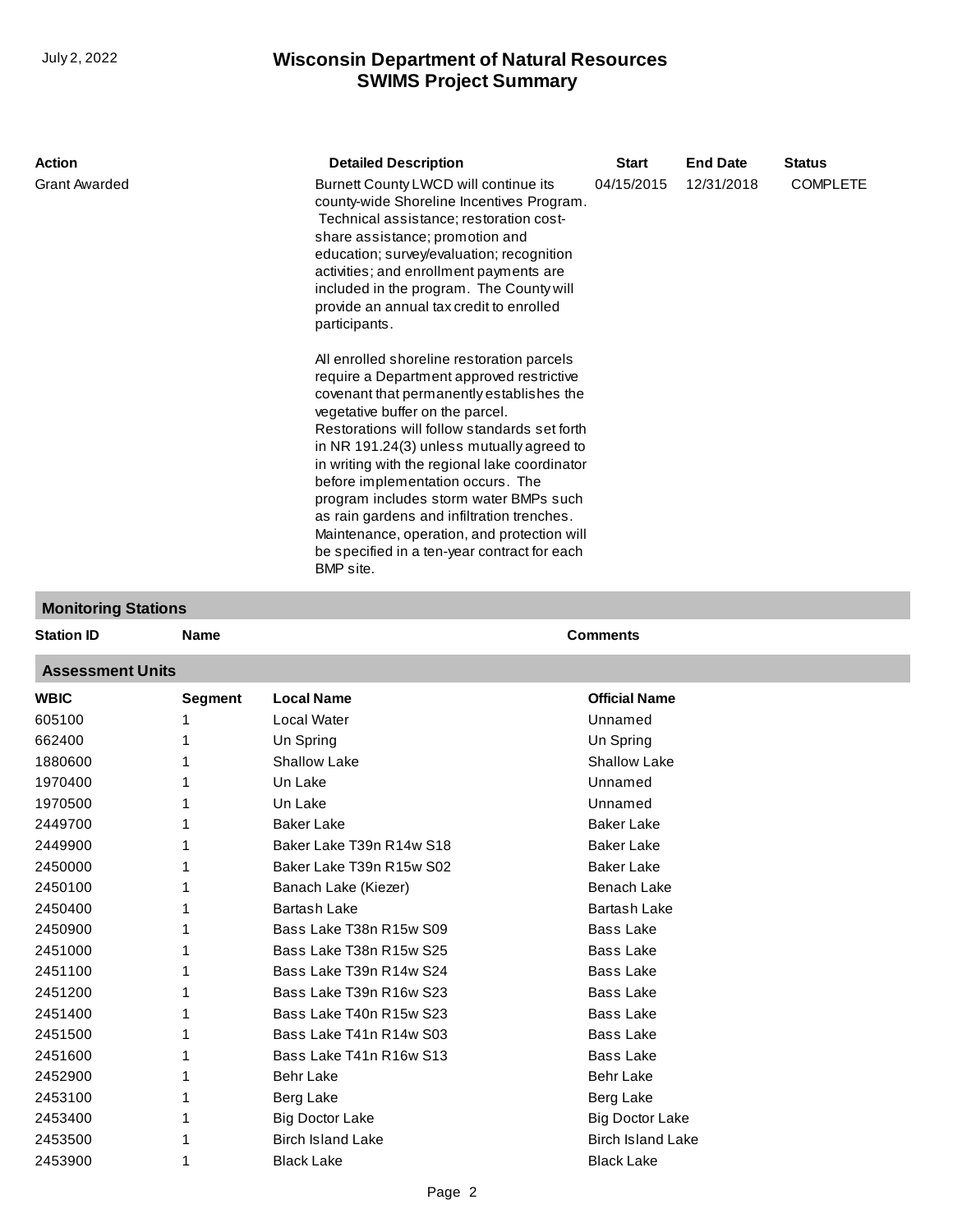| Action | Detailed Description | Start | End Date | Status |
|---|---|---|---|---|
| Grant Awarded | Burnett County LWCD will continue its county-wide Shoreline Incentives Program. Technical assistance; restoration cost-share assistance; promotion and education; survey/evaluation; recognition activities; and enrollment payments are included in the program. The County will provide an annual tax credit to enrolled participants.<br><br>All enrolled shoreline restoration parcels require a Department approved restrictive covenant that permanently establishes the vegetative buffer on the parcel. Restorations will follow standards set forth in NR 191.24(3) unless mutually agreed to in writing with the regional lake coordinator before implementation occurs. The program includes storm water BMPs such as rain gardens and infiltration trenches. Maintenance, operation, and protection will be specified in a ten-year contract for each BMP site. | 04/15/2015 | 12/31/2018 | COMPLETE |

## Monitoring Stations

| Station ID | Name | Comments |
|---|---|---|

## Assessment Units

| WBIC | Segment | Local Name | Official Name |
|---|---|---|---|
| 605100 | 1 | Local Water | Unnamed |
| 662400 | 1 | Un Spring | Un Spring |
| 1880600 | 1 | Shallow Lake | Shallow Lake |
| 1970400 | 1 | Un Lake | Unnamed |
| 1970500 | 1 | Un Lake | Unnamed |
| 2449700 | 1 | Baker Lake | Baker Lake |
| 2449900 | 1 | Baker Lake T39n R14w S18 | Baker Lake |
| 2450000 | 1 | Baker Lake T39n R15w S02 | Baker Lake |
| 2450100 | 1 | Banach Lake (Kiezer) | Benach Lake |
| 2450400 | 1 | Bartash Lake | Bartash Lake |
| 2450900 | 1 | Bass Lake T38n R15w S09 | Bass Lake |
| 2451000 | 1 | Bass Lake T38n R15w S25 | Bass Lake |
| 2451100 | 1 | Bass Lake T39n R14w S24 | Bass Lake |
| 2451200 | 1 | Bass Lake T39n R16w S23 | Bass Lake |
| 2451400 | 1 | Bass Lake T40n R15w S23 | Bass Lake |
| 2451500 | 1 | Bass Lake T41n R14w S03 | Bass Lake |
| 2451600 | 1 | Bass Lake T41n R16w S13 | Bass Lake |
| 2452900 | 1 | Behr Lake | Behr Lake |
| 2453100 | 1 | Berg Lake | Berg Lake |
| 2453400 | 1 | Big Doctor Lake | Big Doctor Lake |
| 2453500 | 1 | Birch Island Lake | Birch Island Lake |
| 2453900 | 1 | Black Lake | Black Lake |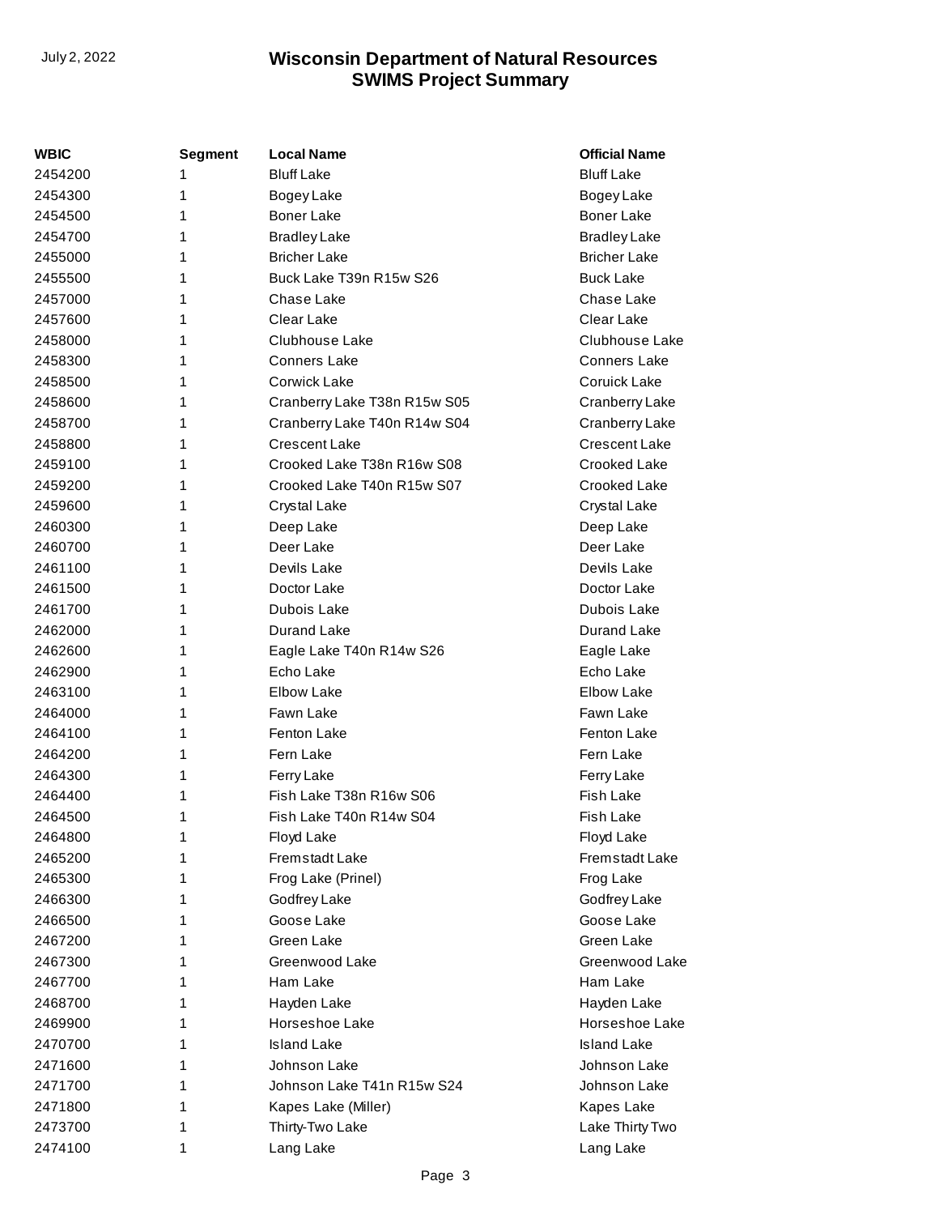| WBIC | Segment | Local Name | Official Name |
|---|---|---|---|
| 2454200 | 1 | Bluff Lake | Bluff Lake |
| 2454300 | 1 | Bogey Lake | Bogey Lake |
| 2454500 | 1 | Boner Lake | Boner Lake |
| 2454700 | 1 | Bradley Lake | Bradley Lake |
| 2455000 | 1 | Bricher Lake | Bricher Lake |
| 2455500 | 1 | Buck Lake T39n R15w S26 | Buck Lake |
| 2457000 | 1 | Chase Lake | Chase Lake |
| 2457600 | 1 | Clear Lake | Clear Lake |
| 2458000 | 1 | Clubhouse Lake | Clubhouse Lake |
| 2458300 | 1 | Conners Lake | Conners Lake |
| 2458500 | 1 | Corwick Lake | Coruick Lake |
| 2458600 | 1 | Cranberry Lake T38n R15w S05 | Cranberry Lake |
| 2458700 | 1 | Cranberry Lake T40n R14w S04 | Cranberry Lake |
| 2458800 | 1 | Crescent Lake | Crescent Lake |
| 2459100 | 1 | Crooked Lake T38n R16w S08 | Crooked Lake |
| 2459200 | 1 | Crooked Lake T40n R15w S07 | Crooked Lake |
| 2459600 | 1 | Crystal Lake | Crystal Lake |
| 2460300 | 1 | Deep Lake | Deep Lake |
| 2460700 | 1 | Deer Lake | Deer Lake |
| 2461100 | 1 | Devils Lake | Devils Lake |
| 2461500 | 1 | Doctor Lake | Doctor Lake |
| 2461700 | 1 | Dubois Lake | Dubois Lake |
| 2462000 | 1 | Durand Lake | Durand Lake |
| 2462600 | 1 | Eagle Lake T40n R14w S26 | Eagle Lake |
| 2462900 | 1 | Echo Lake | Echo Lake |
| 2463100 | 1 | Elbow Lake | Elbow Lake |
| 2464000 | 1 | Fawn Lake | Fawn Lake |
| 2464100 | 1 | Fenton Lake | Fenton Lake |
| 2464200 | 1 | Fern Lake | Fern Lake |
| 2464300 | 1 | Ferry Lake | Ferry Lake |
| 2464400 | 1 | Fish Lake T38n R16w S06 | Fish Lake |
| 2464500 | 1 | Fish Lake T40n R14w S04 | Fish Lake |
| 2464800 | 1 | Floyd Lake | Floyd Lake |
| 2465200 | 1 | Fremstadt Lake | Fremstadt Lake |
| 2465300 | 1 | Frog Lake (Prinel) | Frog Lake |
| 2466300 | 1 | Godfrey Lake | Godfrey Lake |
| 2466500 | 1 | Goose Lake | Goose Lake |
| 2467200 | 1 | Green Lake | Green Lake |
| 2467300 | 1 | Greenwood Lake | Greenwood Lake |
| 2467700 | 1 | Ham Lake | Ham Lake |
| 2468700 | 1 | Hayden Lake | Hayden Lake |
| 2469900 | 1 | Horseshoe Lake | Horseshoe Lake |
| 2470700 | 1 | Island Lake | Island Lake |
| 2471600 | 1 | Johnson Lake | Johnson Lake |
| 2471700 | 1 | Johnson Lake T41n R15w S24 | Johnson Lake |
| 2471800 | 1 | Kapes Lake (Miller) | Kapes Lake |
| 2473700 | 1 | Thirty-Two Lake | Lake Thirty Two |
| 2474100 | 1 | Lang Lake | Lang Lake |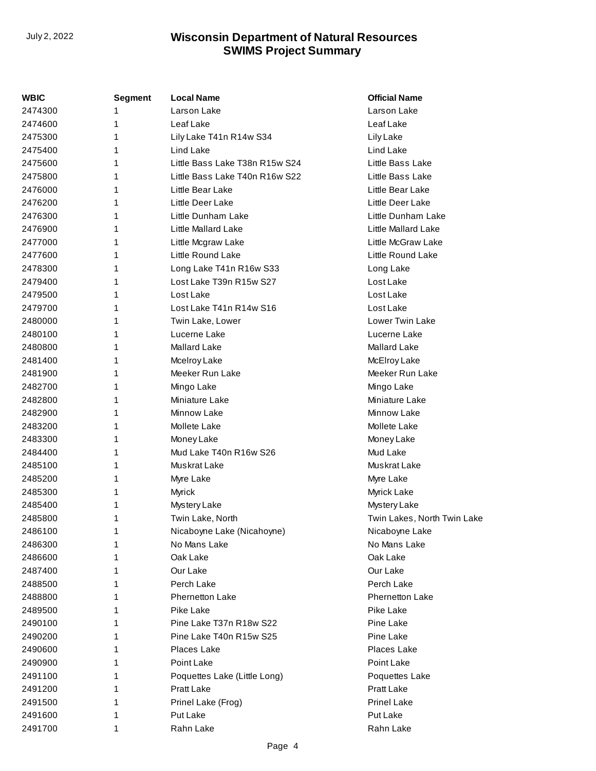| WBIC | Segment | Local Name | Official Name |
|---|---|---|---|
| 2474300 | 1 | Larson Lake | Larson Lake |
| 2474600 | 1 | Leaf Lake | Leaf Lake |
| 2475300 | 1 | Lily Lake T41n R14w S34 | Lily Lake |
| 2475400 | 1 | Lind Lake | Lind Lake |
| 2475600 | 1 | Little Bass Lake T38n R15w S24 | Little Bass Lake |
| 2475800 | 1 | Little Bass Lake T40n R16w S22 | Little Bass Lake |
| 2476000 | 1 | Little Bear Lake | Little Bear Lake |
| 2476200 | 1 | Little Deer Lake | Little Deer Lake |
| 2476300 | 1 | Little Dunham Lake | Little Dunham Lake |
| 2476900 | 1 | Little Mallard Lake | Little Mallard Lake |
| 2477000 | 1 | Little Mcgraw Lake | Little McGraw Lake |
| 2477600 | 1 | Little Round Lake | Little Round Lake |
| 2478300 | 1 | Long Lake T41n R16w S33 | Long Lake |
| 2479400 | 1 | Lost Lake T39n R15w S27 | Lost Lake |
| 2479500 | 1 | Lost Lake | Lost Lake |
| 2479700 | 1 | Lost Lake T41n R14w S16 | Lost Lake |
| 2480000 | 1 | Twin Lake, Lower | Lower Twin Lake |
| 2480100 | 1 | Lucerne Lake | Lucerne Lake |
| 2480800 | 1 | Mallard Lake | Mallard Lake |
| 2481400 | 1 | Mcelroy Lake | McElroy Lake |
| 2481900 | 1 | Meeker Run Lake | Meeker Run Lake |
| 2482700 | 1 | Mingo Lake | Mingo Lake |
| 2482800 | 1 | Miniature Lake | Miniature Lake |
| 2482900 | 1 | Minnow Lake | Minnow Lake |
| 2483200 | 1 | Mollete Lake | Mollete Lake |
| 2483300 | 1 | Money Lake | Money Lake |
| 2484400 | 1 | Mud Lake T40n R16w S26 | Mud Lake |
| 2485100 | 1 | Muskrat Lake | Muskrat Lake |
| 2485200 | 1 | Myre Lake | Myre Lake |
| 2485300 | 1 | Myrick | Myrick Lake |
| 2485400 | 1 | Mystery Lake | Mystery Lake |
| 2485800 | 1 | Twin Lake, North | Twin Lakes, North Twin Lake |
| 2486100 | 1 | Nicaboyne Lake (Nicahoyne) | Nicaboyne Lake |
| 2486300 | 1 | No Mans Lake | No Mans Lake |
| 2486600 | 1 | Oak Lake | Oak Lake |
| 2487400 | 1 | Our Lake | Our Lake |
| 2488500 | 1 | Perch Lake | Perch Lake |
| 2488800 | 1 | Phernetton Lake | Phernetton Lake |
| 2489500 | 1 | Pike Lake | Pike Lake |
| 2490100 | 1 | Pine Lake T37n R18w S22 | Pine Lake |
| 2490200 | 1 | Pine Lake T40n R15w S25 | Pine Lake |
| 2490600 | 1 | Places Lake | Places Lake |
| 2490900 | 1 | Point Lake | Point Lake |
| 2491100 | 1 | Poquettes Lake (Little Long) | Poquettes Lake |
| 2491200 | 1 | Pratt Lake | Pratt Lake |
| 2491500 | 1 | Prinel Lake (Frog) | Prinel Lake |
| 2491600 | 1 | Put Lake | Put Lake |
| 2491700 | 1 | Rahn Lake | Rahn Lake |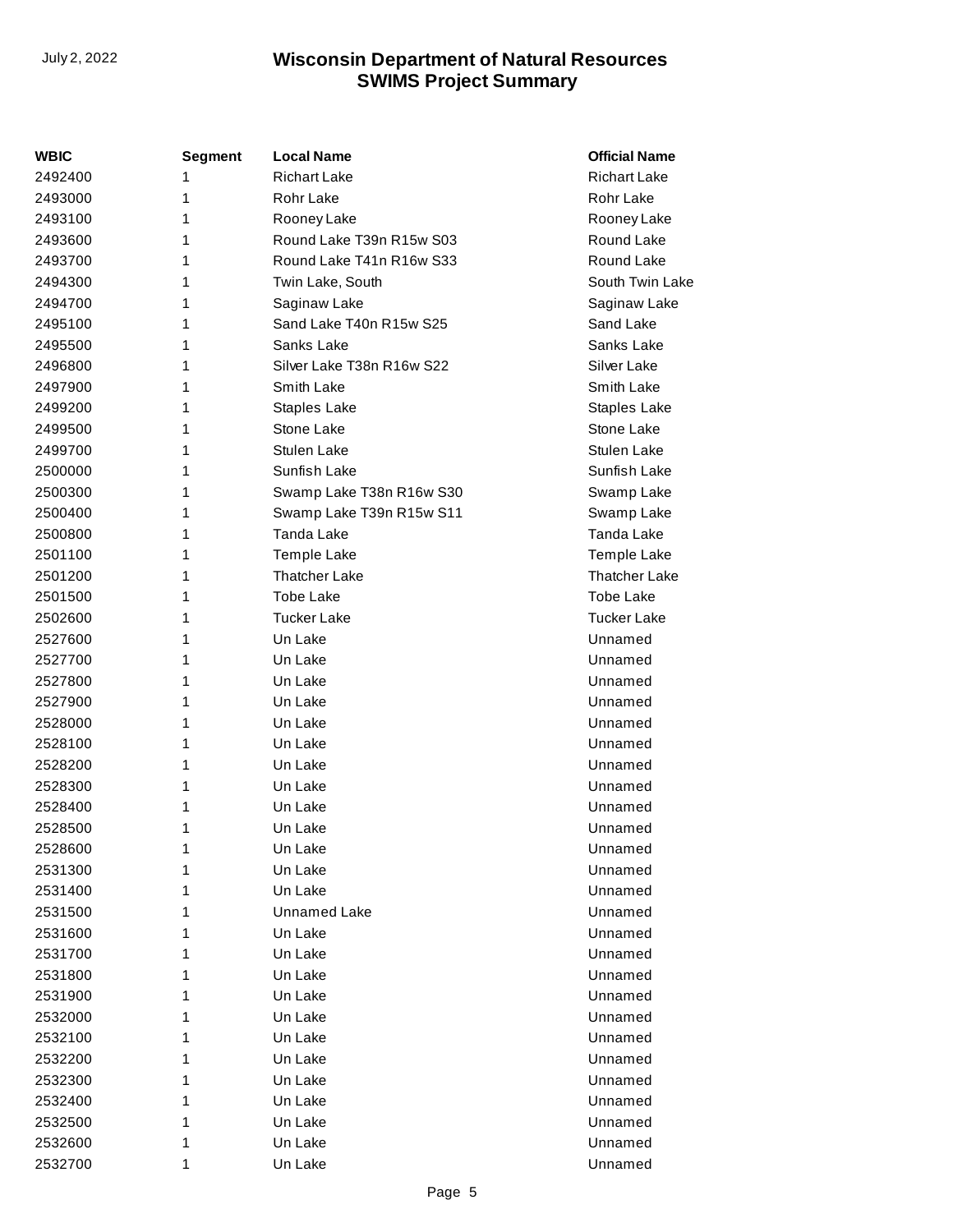| WBIC | Segment | Local Name | Official Name |
|---|---|---|---|
| 2492400 | 1 | Richart Lake | Richart Lake |
| 2493000 | 1 | Rohr Lake | Rohr Lake |
| 2493100 | 1 | Rooney Lake | Rooney Lake |
| 2493600 | 1 | Round Lake T39n R15w S03 | Round Lake |
| 2493700 | 1 | Round Lake T41n R16w S33 | Round Lake |
| 2494300 | 1 | Twin Lake, South | South Twin Lake |
| 2494700 | 1 | Saginaw Lake | Saginaw Lake |
| 2495100 | 1 | Sand Lake T40n R15w S25 | Sand Lake |
| 2495500 | 1 | Sanks Lake | Sanks Lake |
| 2496800 | 1 | Silver Lake T38n R16w S22 | Silver Lake |
| 2497900 | 1 | Smith Lake | Smith Lake |
| 2499200 | 1 | Staples Lake | Staples Lake |
| 2499500 | 1 | Stone Lake | Stone Lake |
| 2499700 | 1 | Stulen Lake | Stulen Lake |
| 2500000 | 1 | Sunfish Lake | Sunfish Lake |
| 2500300 | 1 | Swamp Lake T38n R16w S30 | Swamp Lake |
| 2500400 | 1 | Swamp Lake T39n R15w S11 | Swamp Lake |
| 2500800 | 1 | Tanda Lake | Tanda Lake |
| 2501100 | 1 | Temple Lake | Temple Lake |
| 2501200 | 1 | Thatcher Lake | Thatcher Lake |
| 2501500 | 1 | Tobe Lake | Tobe Lake |
| 2502600 | 1 | Tucker Lake | Tucker Lake |
| 2527600 | 1 | Un Lake | Unnamed |
| 2527700 | 1 | Un Lake | Unnamed |
| 2527800 | 1 | Un Lake | Unnamed |
| 2527900 | 1 | Un Lake | Unnamed |
| 2528000 | 1 | Un Lake | Unnamed |
| 2528100 | 1 | Un Lake | Unnamed |
| 2528200 | 1 | Un Lake | Unnamed |
| 2528300 | 1 | Un Lake | Unnamed |
| 2528400 | 1 | Un Lake | Unnamed |
| 2528500 | 1 | Un Lake | Unnamed |
| 2528600 | 1 | Un Lake | Unnamed |
| 2531300 | 1 | Un Lake | Unnamed |
| 2531400 | 1 | Un Lake | Unnamed |
| 2531500 | 1 | Unnamed Lake | Unnamed |
| 2531600 | 1 | Un Lake | Unnamed |
| 2531700 | 1 | Un Lake | Unnamed |
| 2531800 | 1 | Un Lake | Unnamed |
| 2531900 | 1 | Un Lake | Unnamed |
| 2532000 | 1 | Un Lake | Unnamed |
| 2532100 | 1 | Un Lake | Unnamed |
| 2532200 | 1 | Un Lake | Unnamed |
| 2532300 | 1 | Un Lake | Unnamed |
| 2532400 | 1 | Un Lake | Unnamed |
| 2532500 | 1 | Un Lake | Unnamed |
| 2532600 | 1 | Un Lake | Unnamed |
| 2532700 | 1 | Un Lake | Unnamed |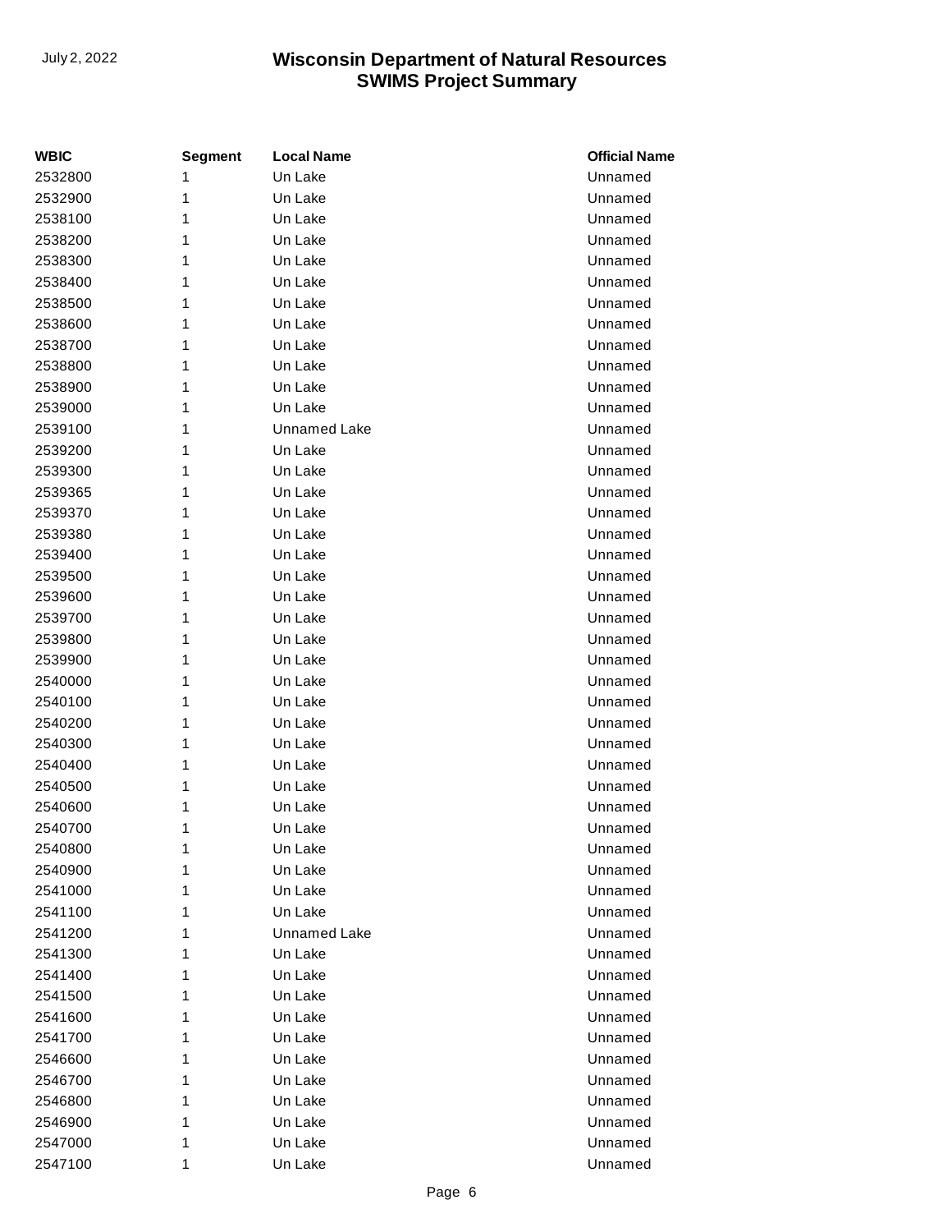| WBIC | Segment | Local Name | Official Name |
|---|---|---|---|
| 2532800 | 1 | Un Lake | Unnamed |
| 2532900 | 1 | Un Lake | Unnamed |
| 2538100 | 1 | Un Lake | Unnamed |
| 2538200 | 1 | Un Lake | Unnamed |
| 2538300 | 1 | Un Lake | Unnamed |
| 2538400 | 1 | Un Lake | Unnamed |
| 2538500 | 1 | Un Lake | Unnamed |
| 2538600 | 1 | Un Lake | Unnamed |
| 2538700 | 1 | Un Lake | Unnamed |
| 2538800 | 1 | Un Lake | Unnamed |
| 2538900 | 1 | Un Lake | Unnamed |
| 2539000 | 1 | Un Lake | Unnamed |
| 2539100 | 1 | Unnamed Lake | Unnamed |
| 2539200 | 1 | Un Lake | Unnamed |
| 2539300 | 1 | Un Lake | Unnamed |
| 2539365 | 1 | Un Lake | Unnamed |
| 2539370 | 1 | Un Lake | Unnamed |
| 2539380 | 1 | Un Lake | Unnamed |
| 2539400 | 1 | Un Lake | Unnamed |
| 2539500 | 1 | Un Lake | Unnamed |
| 2539600 | 1 | Un Lake | Unnamed |
| 2539700 | 1 | Un Lake | Unnamed |
| 2539800 | 1 | Un Lake | Unnamed |
| 2539900 | 1 | Un Lake | Unnamed |
| 2540000 | 1 | Un Lake | Unnamed |
| 2540100 | 1 | Un Lake | Unnamed |
| 2540200 | 1 | Un Lake | Unnamed |
| 2540300 | 1 | Un Lake | Unnamed |
| 2540400 | 1 | Un Lake | Unnamed |
| 2540500 | 1 | Un Lake | Unnamed |
| 2540600 | 1 | Un Lake | Unnamed |
| 2540700 | 1 | Un Lake | Unnamed |
| 2540800 | 1 | Un Lake | Unnamed |
| 2540900 | 1 | Un Lake | Unnamed |
| 2541000 | 1 | Un Lake | Unnamed |
| 2541100 | 1 | Un Lake | Unnamed |
| 2541200 | 1 | Unnamed Lake | Unnamed |
| 2541300 | 1 | Un Lake | Unnamed |
| 2541400 | 1 | Un Lake | Unnamed |
| 2541500 | 1 | Un Lake | Unnamed |
| 2541600 | 1 | Un Lake | Unnamed |
| 2541700 | 1 | Un Lake | Unnamed |
| 2546600 | 1 | Un Lake | Unnamed |
| 2546700 | 1 | Un Lake | Unnamed |
| 2546800 | 1 | Un Lake | Unnamed |
| 2546900 | 1 | Un Lake | Unnamed |
| 2547000 | 1 | Un Lake | Unnamed |
| 2547100 | 1 | Un Lake | Unnamed |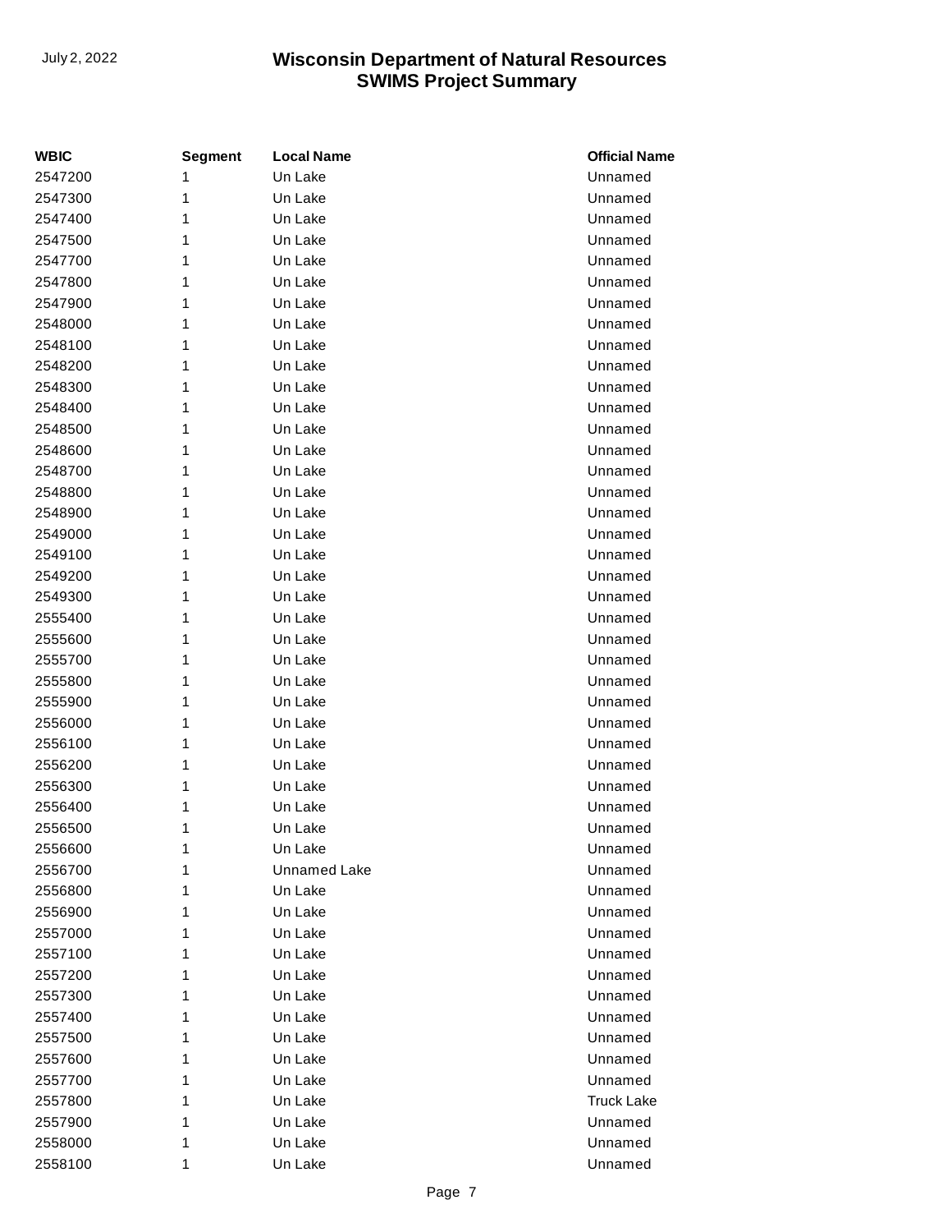| WBIC | Segment | Local Name | Official Name |
|---|---|---|---|
| 2547200 | 1 | Un Lake | Unnamed |
| 2547300 | 1 | Un Lake | Unnamed |
| 2547400 | 1 | Un Lake | Unnamed |
| 2547500 | 1 | Un Lake | Unnamed |
| 2547700 | 1 | Un Lake | Unnamed |
| 2547800 | 1 | Un Lake | Unnamed |
| 2547900 | 1 | Un Lake | Unnamed |
| 2548000 | 1 | Un Lake | Unnamed |
| 2548100 | 1 | Un Lake | Unnamed |
| 2548200 | 1 | Un Lake | Unnamed |
| 2548300 | 1 | Un Lake | Unnamed |
| 2548400 | 1 | Un Lake | Unnamed |
| 2548500 | 1 | Un Lake | Unnamed |
| 2548600 | 1 | Un Lake | Unnamed |
| 2548700 | 1 | Un Lake | Unnamed |
| 2548800 | 1 | Un Lake | Unnamed |
| 2548900 | 1 | Un Lake | Unnamed |
| 2549000 | 1 | Un Lake | Unnamed |
| 2549100 | 1 | Un Lake | Unnamed |
| 2549200 | 1 | Un Lake | Unnamed |
| 2549300 | 1 | Un Lake | Unnamed |
| 2555400 | 1 | Un Lake | Unnamed |
| 2555600 | 1 | Un Lake | Unnamed |
| 2555700 | 1 | Un Lake | Unnamed |
| 2555800 | 1 | Un Lake | Unnamed |
| 2555900 | 1 | Un Lake | Unnamed |
| 2556000 | 1 | Un Lake | Unnamed |
| 2556100 | 1 | Un Lake | Unnamed |
| 2556200 | 1 | Un Lake | Unnamed |
| 2556300 | 1 | Un Lake | Unnamed |
| 2556400 | 1 | Un Lake | Unnamed |
| 2556500 | 1 | Un Lake | Unnamed |
| 2556600 | 1 | Un Lake | Unnamed |
| 2556700 | 1 | Unnamed Lake | Unnamed |
| 2556800 | 1 | Un Lake | Unnamed |
| 2556900 | 1 | Un Lake | Unnamed |
| 2557000 | 1 | Un Lake | Unnamed |
| 2557100 | 1 | Un Lake | Unnamed |
| 2557200 | 1 | Un Lake | Unnamed |
| 2557300 | 1 | Un Lake | Unnamed |
| 2557400 | 1 | Un Lake | Unnamed |
| 2557500 | 1 | Un Lake | Unnamed |
| 2557600 | 1 | Un Lake | Unnamed |
| 2557700 | 1 | Un Lake | Unnamed |
| 2557800 | 1 | Un Lake | Truck Lake |
| 2557900 | 1 | Un Lake | Unnamed |
| 2558000 | 1 | Un Lake | Unnamed |
| 2558100 | 1 | Un Lake | Unnamed |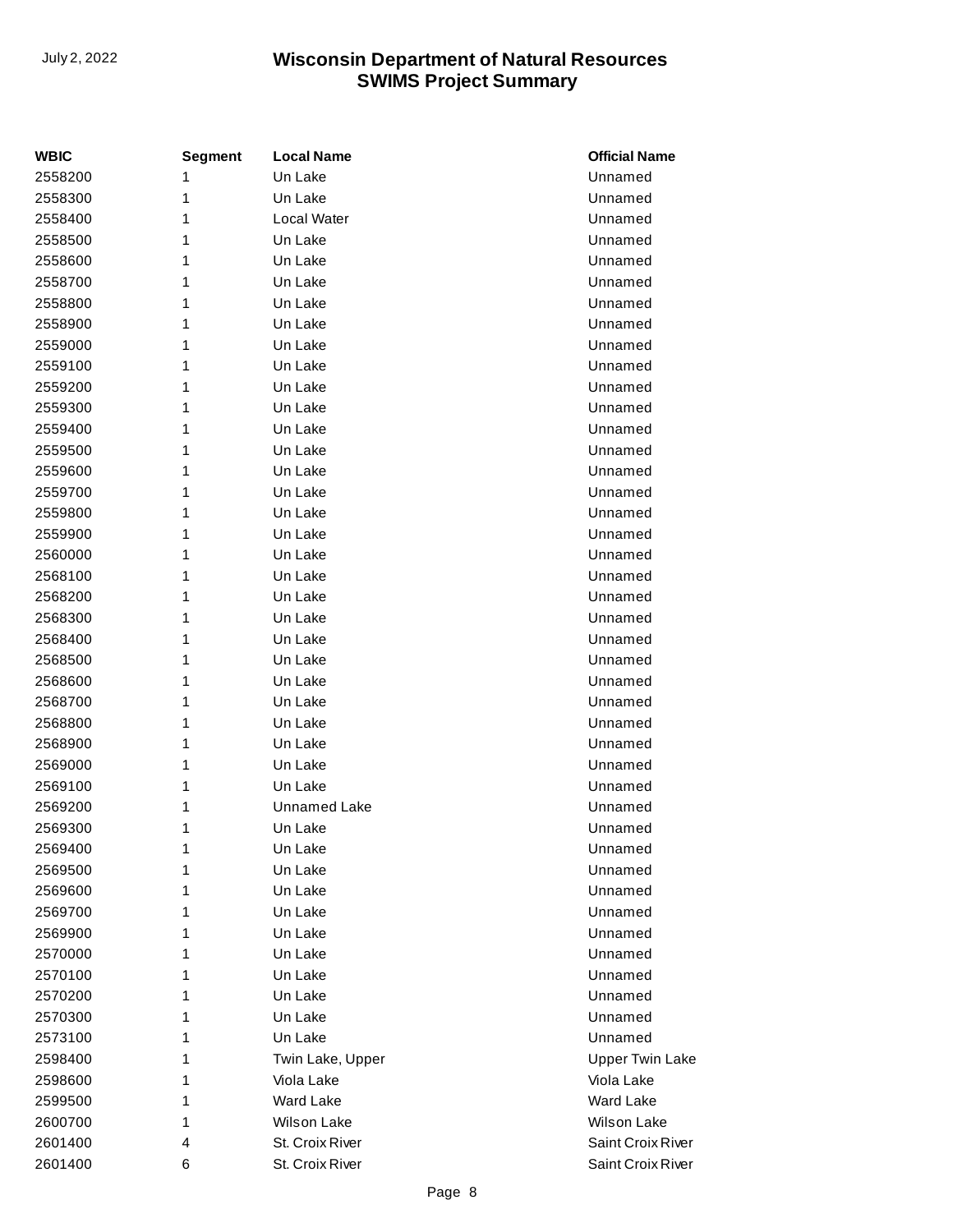| WBIC | Segment | Local Name | Official Name |
|---|---|---|---|
| 2558200 | 1 | Un Lake | Unnamed |
| 2558300 | 1 | Un Lake | Unnamed |
| 2558400 | 1 | Local Water | Unnamed |
| 2558500 | 1 | Un Lake | Unnamed |
| 2558600 | 1 | Un Lake | Unnamed |
| 2558700 | 1 | Un Lake | Unnamed |
| 2558800 | 1 | Un Lake | Unnamed |
| 2558900 | 1 | Un Lake | Unnamed |
| 2559000 | 1 | Un Lake | Unnamed |
| 2559100 | 1 | Un Lake | Unnamed |
| 2559200 | 1 | Un Lake | Unnamed |
| 2559300 | 1 | Un Lake | Unnamed |
| 2559400 | 1 | Un Lake | Unnamed |
| 2559500 | 1 | Un Lake | Unnamed |
| 2559600 | 1 | Un Lake | Unnamed |
| 2559700 | 1 | Un Lake | Unnamed |
| 2559800 | 1 | Un Lake | Unnamed |
| 2559900 | 1 | Un Lake | Unnamed |
| 2560000 | 1 | Un Lake | Unnamed |
| 2568100 | 1 | Un Lake | Unnamed |
| 2568200 | 1 | Un Lake | Unnamed |
| 2568300 | 1 | Un Lake | Unnamed |
| 2568400 | 1 | Un Lake | Unnamed |
| 2568500 | 1 | Un Lake | Unnamed |
| 2568600 | 1 | Un Lake | Unnamed |
| 2568700 | 1 | Un Lake | Unnamed |
| 2568800 | 1 | Un Lake | Unnamed |
| 2568900 | 1 | Un Lake | Unnamed |
| 2569000 | 1 | Un Lake | Unnamed |
| 2569100 | 1 | Un Lake | Unnamed |
| 2569200 | 1 | Unnamed Lake | Unnamed |
| 2569300 | 1 | Un Lake | Unnamed |
| 2569400 | 1 | Un Lake | Unnamed |
| 2569500 | 1 | Un Lake | Unnamed |
| 2569600 | 1 | Un Lake | Unnamed |
| 2569700 | 1 | Un Lake | Unnamed |
| 2569900 | 1 | Un Lake | Unnamed |
| 2570000 | 1 | Un Lake | Unnamed |
| 2570100 | 1 | Un Lake | Unnamed |
| 2570200 | 1 | Un Lake | Unnamed |
| 2570300 | 1 | Un Lake | Unnamed |
| 2573100 | 1 | Un Lake | Unnamed |
| 2598400 | 1 | Twin Lake, Upper | Upper Twin Lake |
| 2598600 | 1 | Viola Lake | Viola Lake |
| 2599500 | 1 | Ward Lake | Ward Lake |
| 2600700 | 1 | Wilson Lake | Wilson Lake |
| 2601400 | 4 | St. Croix River | Saint Croix River |
| 2601400 | 6 | St. Croix River | Saint Croix River |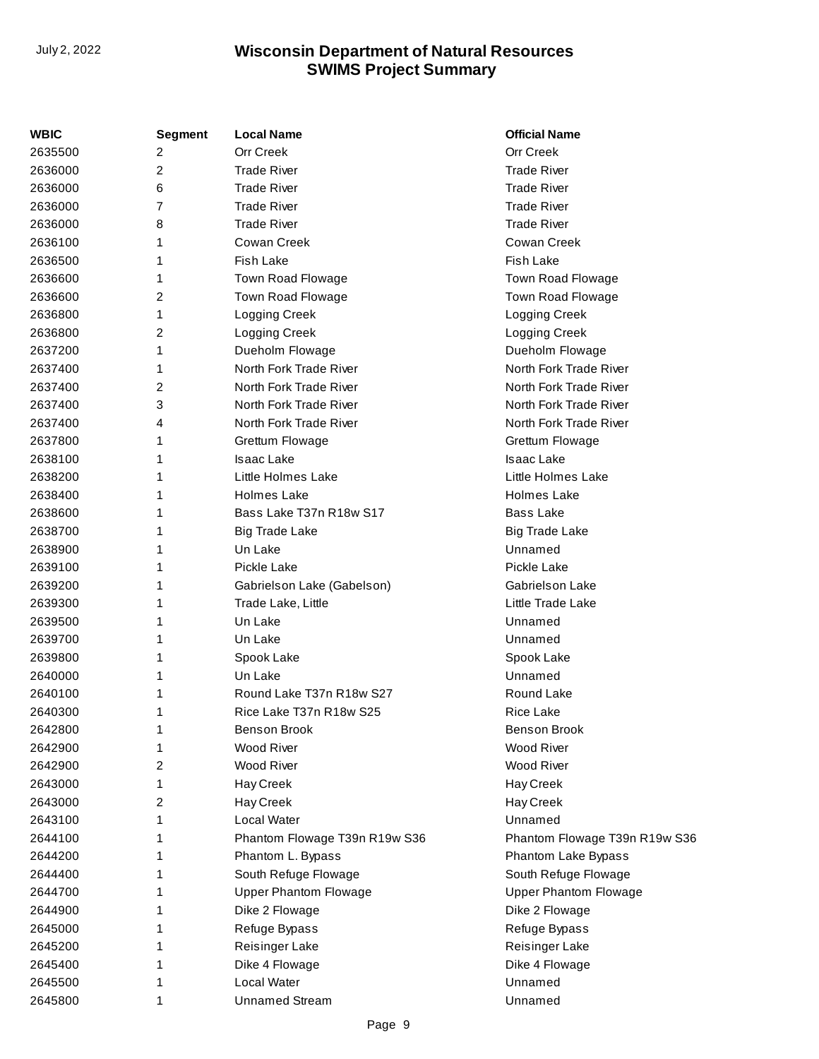| WBIC | Segment | Local Name | Official Name |
|---|---|---|---|
| 2635500 | 2 | Orr Creek | Orr Creek |
| 2636000 | 2 | Trade River | Trade River |
| 2636000 | 6 | Trade River | Trade River |
| 2636000 | 7 | Trade River | Trade River |
| 2636000 | 8 | Trade River | Trade River |
| 2636100 | 1 | Cowan Creek | Cowan Creek |
| 2636500 | 1 | Fish Lake | Fish Lake |
| 2636600 | 1 | Town Road Flowage | Town Road Flowage |
| 2636600 | 2 | Town Road Flowage | Town Road Flowage |
| 2636800 | 1 | Logging Creek | Logging Creek |
| 2636800 | 2 | Logging Creek | Logging Creek |
| 2637200 | 1 | Dueholm Flowage | Dueholm Flowage |
| 2637400 | 1 | North Fork Trade River | North Fork Trade River |
| 2637400 | 2 | North Fork Trade River | North Fork Trade River |
| 2637400 | 3 | North Fork Trade River | North Fork Trade River |
| 2637400 | 4 | North Fork Trade River | North Fork Trade River |
| 2637800 | 1 | Grettum Flowage | Grettum Flowage |
| 2638100 | 1 | Isaac Lake | Isaac Lake |
| 2638200 | 1 | Little Holmes Lake | Little Holmes Lake |
| 2638400 | 1 | Holmes Lake | Holmes Lake |
| 2638600 | 1 | Bass Lake T37n R18w S17 | Bass Lake |
| 2638700 | 1 | Big Trade Lake | Big Trade Lake |
| 2638900 | 1 | Un Lake | Unnamed |
| 2639100 | 1 | Pickle Lake | Pickle Lake |
| 2639200 | 1 | Gabrielson Lake (Gabelson) | Gabrielson Lake |
| 2639300 | 1 | Trade Lake, Little | Little Trade Lake |
| 2639500 | 1 | Un Lake | Unnamed |
| 2639700 | 1 | Un Lake | Unnamed |
| 2639800 | 1 | Spook Lake | Spook Lake |
| 2640000 | 1 | Un Lake | Unnamed |
| 2640100 | 1 | Round Lake T37n R18w S27 | Round Lake |
| 2640300 | 1 | Rice Lake T37n R18w S25 | Rice Lake |
| 2642800 | 1 | Benson Brook | Benson Brook |
| 2642900 | 1 | Wood River | Wood River |
| 2642900 | 2 | Wood River | Wood River |
| 2643000 | 1 | Hay Creek | Hay Creek |
| 2643000 | 2 | Hay Creek | Hay Creek |
| 2643100 | 1 | Local Water | Unnamed |
| 2644100 | 1 | Phantom Flowage T39n R19w S36 | Phantom Flowage T39n R19w S36 |
| 2644200 | 1 | Phantom L. Bypass | Phantom Lake Bypass |
| 2644400 | 1 | South Refuge Flowage | South Refuge Flowage |
| 2644700 | 1 | Upper Phantom Flowage | Upper Phantom Flowage |
| 2644900 | 1 | Dike 2 Flowage | Dike 2 Flowage |
| 2645000 | 1 | Refuge Bypass | Refuge Bypass |
| 2645200 | 1 | Reisinger Lake | Reisinger Lake |
| 2645400 | 1 | Dike 4 Flowage | Dike 4 Flowage |
| 2645500 | 1 | Local Water | Unnamed |
| 2645800 | 1 | Unnamed Stream | Unnamed |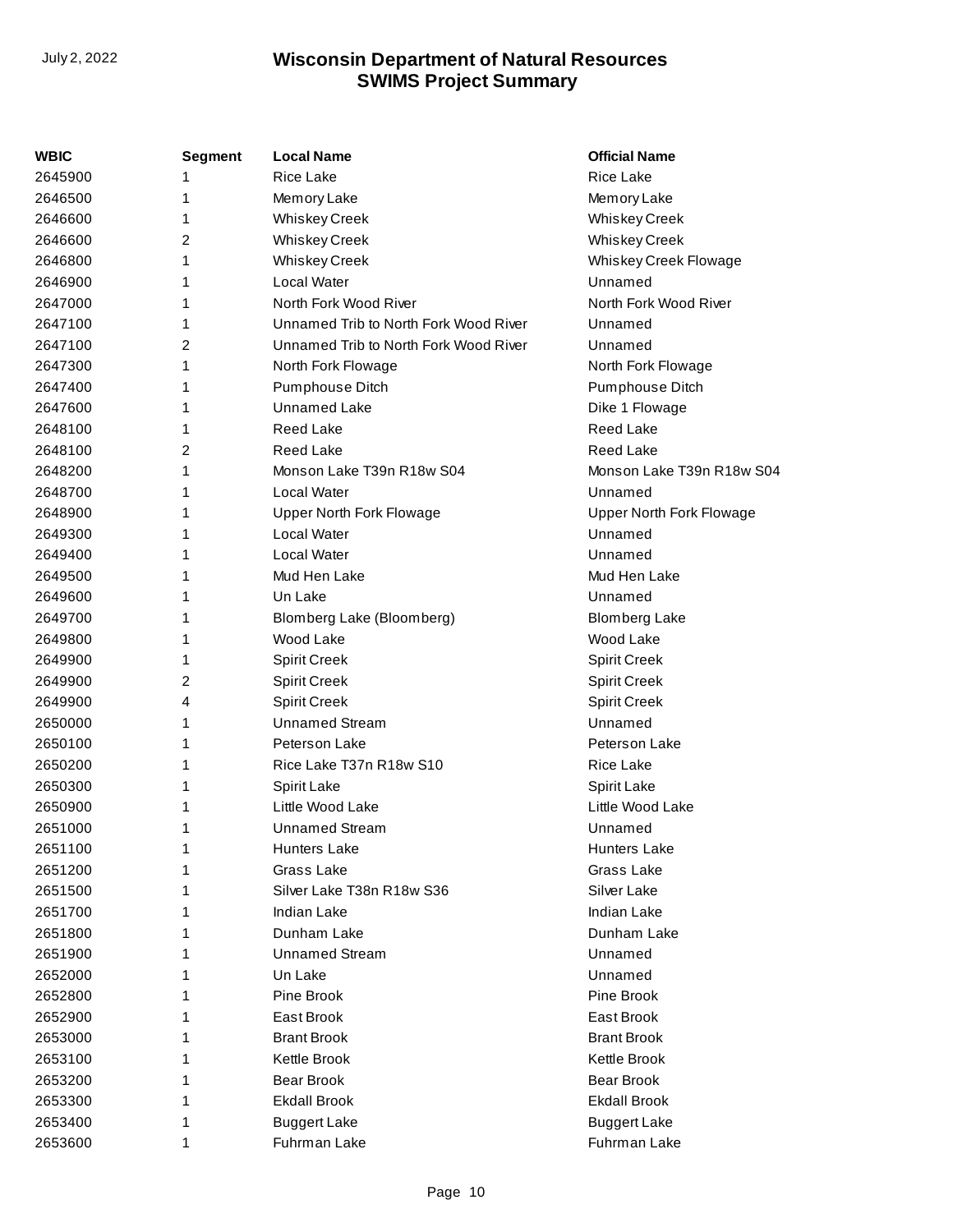| WBIC | Segment | Local Name | Official Name |
|---|---|---|---|
| 2645900 | 1 | Rice Lake | Rice Lake |
| 2646500 | 1 | Memory Lake | Memory Lake |
| 2646600 | 1 | Whiskey Creek | Whiskey Creek |
| 2646600 | 2 | Whiskey Creek | Whiskey Creek |
| 2646800 | 1 | Whiskey Creek | Whiskey Creek Flowage |
| 2646900 | 1 | Local Water | Unnamed |
| 2647000 | 1 | North Fork Wood River | North Fork Wood River |
| 2647100 | 1 | Unnamed Trib to North Fork Wood River | Unnamed |
| 2647100 | 2 | Unnamed Trib to North Fork Wood River | Unnamed |
| 2647300 | 1 | North Fork Flowage | North Fork Flowage |
| 2647400 | 1 | Pumphouse Ditch | Pumphouse Ditch |
| 2647600 | 1 | Unnamed Lake | Dike 1 Flowage |
| 2648100 | 1 | Reed Lake | Reed Lake |
| 2648100 | 2 | Reed Lake | Reed Lake |
| 2648200 | 1 | Monson Lake T39n R18w S04 | Monson Lake T39n R18w S04 |
| 2648700 | 1 | Local Water | Unnamed |
| 2648900 | 1 | Upper North Fork Flowage | Upper North Fork Flowage |
| 2649300 | 1 | Local Water | Unnamed |
| 2649400 | 1 | Local Water | Unnamed |
| 2649500 | 1 | Mud Hen Lake | Mud Hen Lake |
| 2649600 | 1 | Un Lake | Unnamed |
| 2649700 | 1 | Blomberg Lake (Bloomberg) | Blomberg Lake |
| 2649800 | 1 | Wood Lake | Wood Lake |
| 2649900 | 1 | Spirit Creek | Spirit Creek |
| 2649900 | 2 | Spirit Creek | Spirit Creek |
| 2649900 | 4 | Spirit Creek | Spirit Creek |
| 2650000 | 1 | Unnamed Stream | Unnamed |
| 2650100 | 1 | Peterson Lake | Peterson Lake |
| 2650200 | 1 | Rice Lake T37n R18w S10 | Rice Lake |
| 2650300 | 1 | Spirit Lake | Spirit Lake |
| 2650900 | 1 | Little Wood Lake | Little Wood Lake |
| 2651000 | 1 | Unnamed Stream | Unnamed |
| 2651100 | 1 | Hunters Lake | Hunters Lake |
| 2651200 | 1 | Grass Lake | Grass Lake |
| 2651500 | 1 | Silver Lake T38n R18w S36 | Silver Lake |
| 2651700 | 1 | Indian Lake | Indian Lake |
| 2651800 | 1 | Dunham Lake | Dunham Lake |
| 2651900 | 1 | Unnamed Stream | Unnamed |
| 2652000 | 1 | Un Lake | Unnamed |
| 2652800 | 1 | Pine Brook | Pine Brook |
| 2652900 | 1 | East Brook | East Brook |
| 2653000 | 1 | Brant Brook | Brant Brook |
| 2653100 | 1 | Kettle Brook | Kettle Brook |
| 2653200 | 1 | Bear Brook | Bear Brook |
| 2653300 | 1 | Ekdall Brook | Ekdall Brook |
| 2653400 | 1 | Buggert Lake | Buggert Lake |
| 2653600 | 1 | Fuhrman Lake | Fuhrman Lake |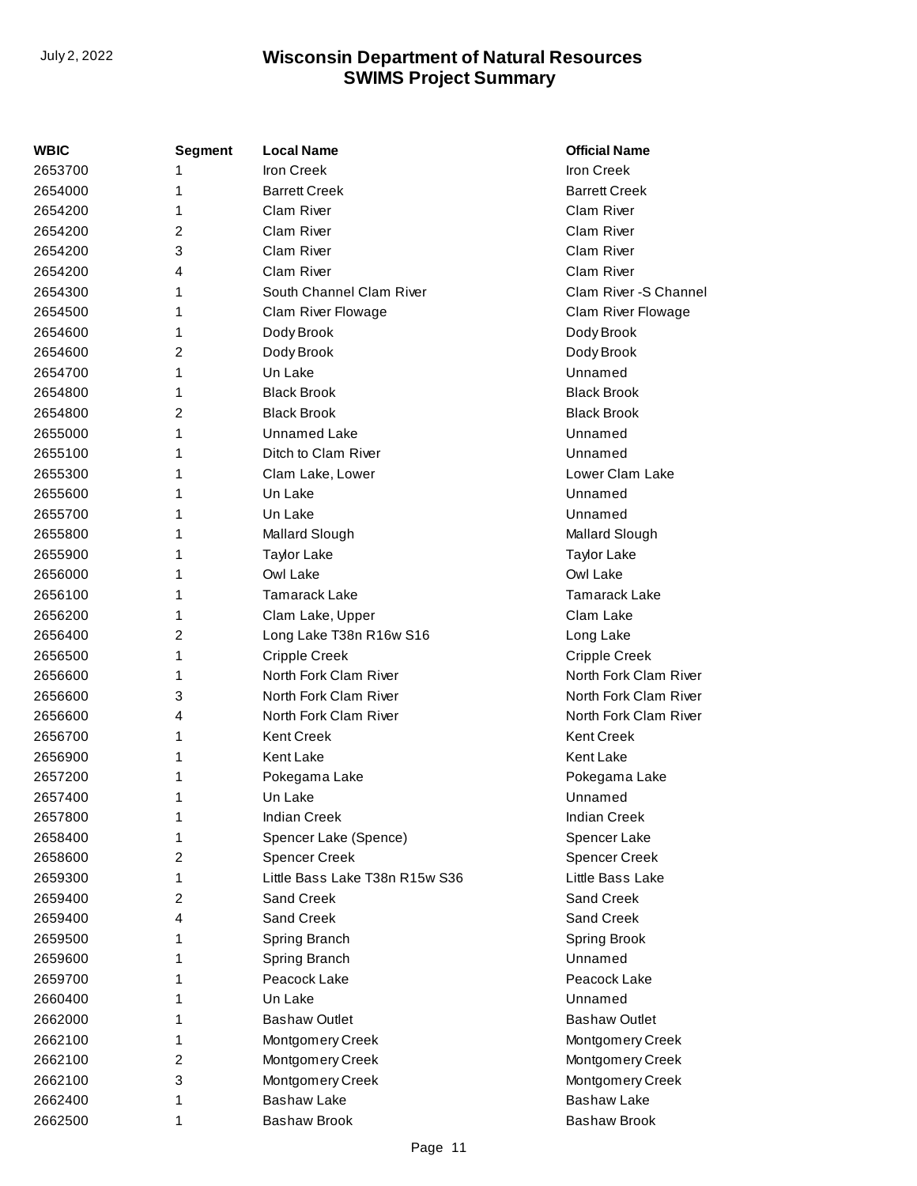| WBIC | Segment | Local Name | Official Name |
| --- | --- | --- | --- |
| 2653700 | 1 | Iron Creek | Iron Creek |
| 2654000 | 1 | Barrett Creek | Barrett Creek |
| 2654200 | 1 | Clam River | Clam River |
| 2654200 | 2 | Clam River | Clam River |
| 2654200 | 3 | Clam River | Clam River |
| 2654200 | 4 | Clam River | Clam River |
| 2654300 | 1 | South Channel Clam River | Clam River -S Channel |
| 2654500 | 1 | Clam River Flowage | Clam River Flowage |
| 2654600 | 1 | Dody Brook | Dody Brook |
| 2654600 | 2 | Dody Brook | Dody Brook |
| 2654700 | 1 | Un Lake | Unnamed |
| 2654800 | 1 | Black Brook | Black Brook |
| 2654800 | 2 | Black Brook | Black Brook |
| 2655000 | 1 | Unnamed Lake | Unnamed |
| 2655100 | 1 | Ditch to Clam River | Unnamed |
| 2655300 | 1 | Clam Lake, Lower | Lower Clam Lake |
| 2655600 | 1 | Un Lake | Unnamed |
| 2655700 | 1 | Un Lake | Unnamed |
| 2655800 | 1 | Mallard Slough | Mallard Slough |
| 2655900 | 1 | Taylor Lake | Taylor Lake |
| 2656000 | 1 | Owl Lake | Owl Lake |
| 2656100 | 1 | Tamarack Lake | Tamarack Lake |
| 2656200 | 1 | Clam Lake, Upper | Clam Lake |
| 2656400 | 2 | Long Lake T38n R16w S16 | Long Lake |
| 2656500 | 1 | Cripple Creek | Cripple Creek |
| 2656600 | 1 | North Fork Clam River | North Fork Clam River |
| 2656600 | 3 | North Fork Clam River | North Fork Clam River |
| 2656600 | 4 | North Fork Clam River | North Fork Clam River |
| 2656700 | 1 | Kent Creek | Kent Creek |
| 2656900 | 1 | Kent Lake | Kent Lake |
| 2657200 | 1 | Pokegama Lake | Pokegama Lake |
| 2657400 | 1 | Un Lake | Unnamed |
| 2657800 | 1 | Indian Creek | Indian Creek |
| 2658400 | 1 | Spencer Lake (Spence) | Spencer Lake |
| 2658600 | 2 | Spencer Creek | Spencer Creek |
| 2659300 | 1 | Little Bass Lake T38n R15w S36 | Little Bass Lake |
| 2659400 | 2 | Sand Creek | Sand Creek |
| 2659400 | 4 | Sand Creek | Sand Creek |
| 2659500 | 1 | Spring Branch | Spring Brook |
| 2659600 | 1 | Spring Branch | Unnamed |
| 2659700 | 1 | Peacock Lake | Peacock Lake |
| 2660400 | 1 | Un Lake | Unnamed |
| 2662000 | 1 | Bashaw Outlet | Bashaw Outlet |
| 2662100 | 1 | Montgomery Creek | Montgomery Creek |
| 2662100 | 2 | Montgomery Creek | Montgomery Creek |
| 2662100 | 3 | Montgomery Creek | Montgomery Creek |
| 2662400 | 1 | Bashaw Lake | Bashaw Lake |
| 2662500 | 1 | Bashaw Brook | Bashaw Brook |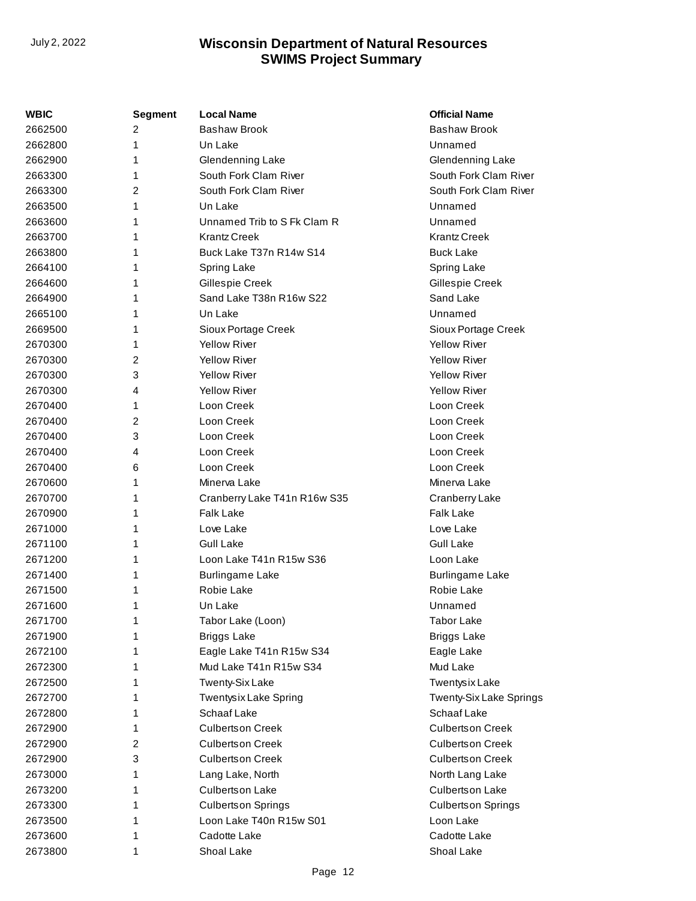| WBIC | Segment | Local Name | Official Name |
|---|---|---|---|
| 2662500 | 2 | Bashaw Brook | Bashaw Brook |
| 2662800 | 1 | Un Lake | Unnamed |
| 2662900 | 1 | Glendenning Lake | Glendenning Lake |
| 2663300 | 1 | South Fork Clam River | South Fork Clam River |
| 2663300 | 2 | South Fork Clam River | South Fork Clam River |
| 2663500 | 1 | Un Lake | Unnamed |
| 2663600 | 1 | Unnamed Trib to S Fk Clam R | Unnamed |
| 2663700 | 1 | Krantz Creek | Krantz Creek |
| 2663800 | 1 | Buck Lake T37n R14w S14 | Buck Lake |
| 2664100 | 1 | Spring Lake | Spring Lake |
| 2664600 | 1 | Gillespie Creek | Gillespie Creek |
| 2664900 | 1 | Sand Lake T38n R16w S22 | Sand Lake |
| 2665100 | 1 | Un Lake | Unnamed |
| 2669500 | 1 | Sioux Portage Creek | Sioux Portage Creek |
| 2670300 | 1 | Yellow River | Yellow River |
| 2670300 | 2 | Yellow River | Yellow River |
| 2670300 | 3 | Yellow River | Yellow River |
| 2670300 | 4 | Yellow River | Yellow River |
| 2670400 | 1 | Loon Creek | Loon Creek |
| 2670400 | 2 | Loon Creek | Loon Creek |
| 2670400 | 3 | Loon Creek | Loon Creek |
| 2670400 | 4 | Loon Creek | Loon Creek |
| 2670400 | 6 | Loon Creek | Loon Creek |
| 2670600 | 1 | Minerva Lake | Minerva Lake |
| 2670700 | 1 | Cranberry Lake T41n R16w S35 | Cranberry Lake |
| 2670900 | 1 | Falk Lake | Falk Lake |
| 2671000 | 1 | Love Lake | Love Lake |
| 2671100 | 1 | Gull Lake | Gull Lake |
| 2671200 | 1 | Loon Lake T41n R15w S36 | Loon Lake |
| 2671400 | 1 | Burlingame Lake | Burlingame Lake |
| 2671500 | 1 | Robie Lake | Robie Lake |
| 2671600 | 1 | Un Lake | Unnamed |
| 2671700 | 1 | Tabor Lake (Loon) | Tabor Lake |
| 2671900 | 1 | Briggs Lake | Briggs Lake |
| 2672100 | 1 | Eagle Lake T41n R15w S34 | Eagle Lake |
| 2672300 | 1 | Mud Lake T41n R15w S34 | Mud Lake |
| 2672500 | 1 | Twenty-Six Lake | Twentysix Lake |
| 2672700 | 1 | Twentysix Lake Spring | Twenty-Six Lake Springs |
| 2672800 | 1 | Schaaf Lake | Schaaf Lake |
| 2672900 | 1 | Culbertson Creek | Culbertson Creek |
| 2672900 | 2 | Culbertson Creek | Culbertson Creek |
| 2672900 | 3 | Culbertson Creek | Culbertson Creek |
| 2673000 | 1 | Lang Lake, North | North Lang Lake |
| 2673200 | 1 | Culbertson Lake | Culbertson Lake |
| 2673300 | 1 | Culbertson Springs | Culbertson Springs |
| 2673500 | 1 | Loon Lake T40n R15w S01 | Loon Lake |
| 2673600 | 1 | Cadotte Lake | Cadotte Lake |
| 2673800 | 1 | Shoal Lake | Shoal Lake |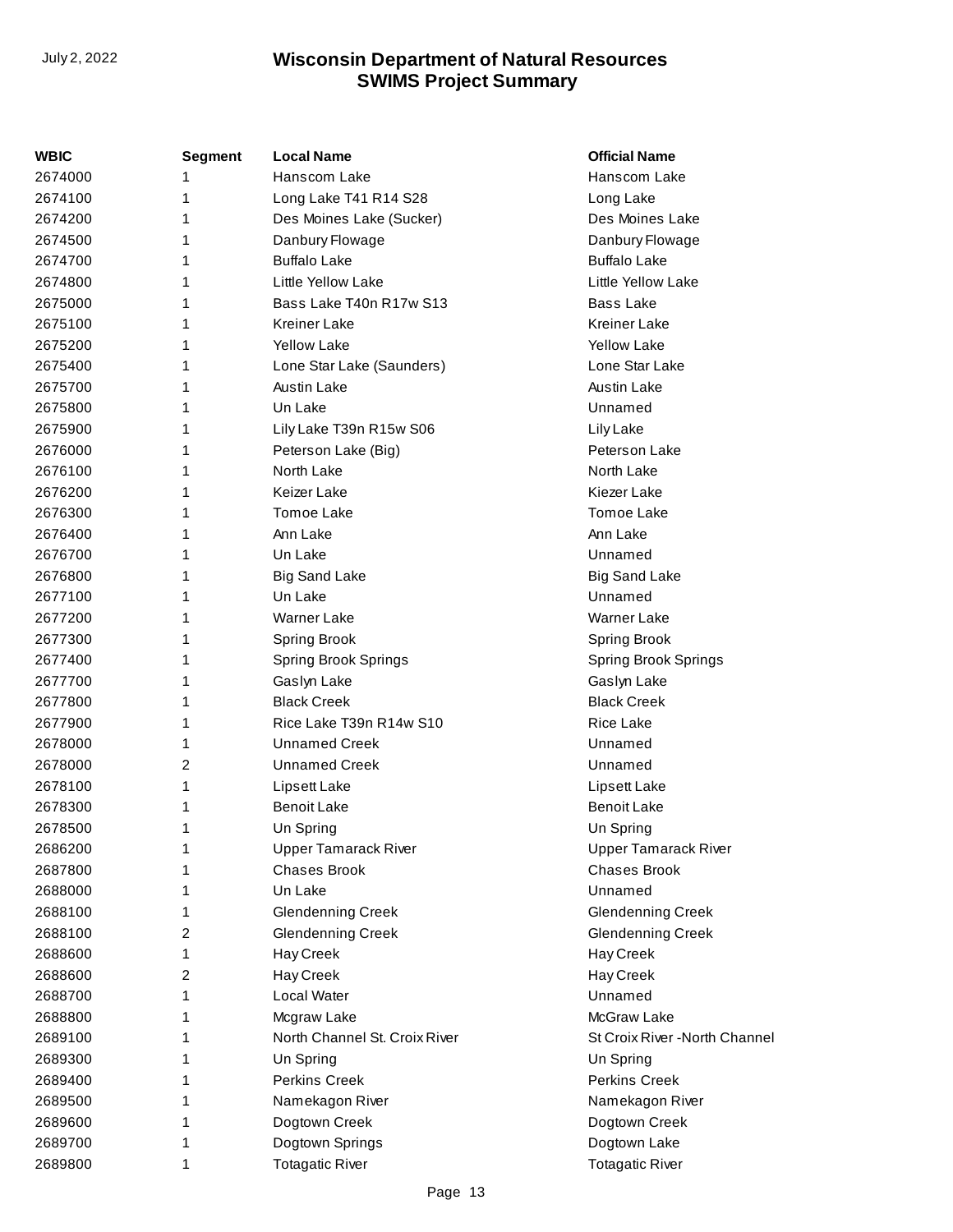| WBIC | Segment | Local Name | Official Name |
|---|---|---|---|
| 2674000 | 1 | Hanscom Lake | Hanscom Lake |
| 2674100 | 1 | Long Lake T41 R14 S28 | Long Lake |
| 2674200 | 1 | Des Moines Lake (Sucker) | Des Moines Lake |
| 2674500 | 1 | Danbury Flowage | Danbury Flowage |
| 2674700 | 1 | Buffalo Lake | Buffalo Lake |
| 2674800 | 1 | Little Yellow Lake | Little Yellow Lake |
| 2675000 | 1 | Bass Lake T40n R17w S13 | Bass Lake |
| 2675100 | 1 | Kreiner Lake | Kreiner Lake |
| 2675200 | 1 | Yellow Lake | Yellow Lake |
| 2675400 | 1 | Lone Star Lake (Saunders) | Lone Star Lake |
| 2675700 | 1 | Austin Lake | Austin Lake |
| 2675800 | 1 | Un Lake | Unnamed |
| 2675900 | 1 | Lily Lake T39n R15w S06 | Lily Lake |
| 2676000 | 1 | Peterson Lake (Big) | Peterson Lake |
| 2676100 | 1 | North Lake | North Lake |
| 2676200 | 1 | Keizer Lake | Kiezer Lake |
| 2676300 | 1 | Tomoe Lake | Tomoe Lake |
| 2676400 | 1 | Ann Lake | Ann Lake |
| 2676700 | 1 | Un Lake | Unnamed |
| 2676800 | 1 | Big Sand Lake | Big Sand Lake |
| 2677100 | 1 | Un Lake | Unnamed |
| 2677200 | 1 | Warner Lake | Warner Lake |
| 2677300 | 1 | Spring Brook | Spring Brook |
| 2677400 | 1 | Spring Brook Springs | Spring Brook Springs |
| 2677700 | 1 | Gaslyn Lake | Gaslyn Lake |
| 2677800 | 1 | Black Creek | Black Creek |
| 2677900 | 1 | Rice Lake T39n R14w S10 | Rice Lake |
| 2678000 | 1 | Unnamed Creek | Unnamed |
| 2678000 | 2 | Unnamed Creek | Unnamed |
| 2678100 | 1 | Lipsett Lake | Lipsett Lake |
| 2678300 | 1 | Benoit Lake | Benoit Lake |
| 2678500 | 1 | Un Spring | Un Spring |
| 2686200 | 1 | Upper Tamarack River | Upper Tamarack River |
| 2687800 | 1 | Chases Brook | Chases Brook |
| 2688000 | 1 | Un Lake | Unnamed |
| 2688100 | 1 | Glendenning Creek | Glendenning Creek |
| 2688100 | 2 | Glendenning Creek | Glendenning Creek |
| 2688600 | 1 | Hay Creek | Hay Creek |
| 2688600 | 2 | Hay Creek | Hay Creek |
| 2688700 | 1 | Local Water | Unnamed |
| 2688800 | 1 | Mcgraw Lake | McGraw Lake |
| 2689100 | 1 | North Channel St. Croix River | St Croix River -North Channel |
| 2689300 | 1 | Un Spring | Un Spring |
| 2689400 | 1 | Perkins Creek | Perkins Creek |
| 2689500 | 1 | Namekagon River | Namekagon River |
| 2689600 | 1 | Dogtown Creek | Dogtown Creek |
| 2689700 | 1 | Dogtown Springs | Dogtown Lake |
| 2689800 | 1 | Totagatic River | Totagatic River |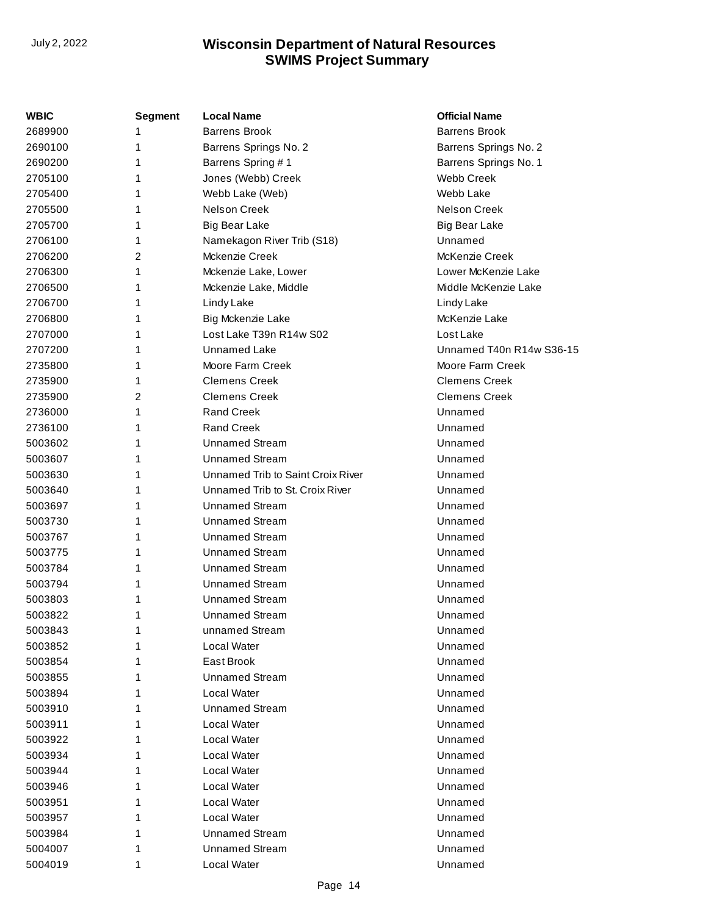| WBIC | Segment | Local Name | Official Name |
|---|---|---|---|
| 2689900 | 1 | Barrens Brook | Barrens Brook |
| 2690100 | 1 | Barrens Springs No. 2 | Barrens Springs No. 2 |
| 2690200 | 1 | Barrens Spring # 1 | Barrens Springs No. 1 |
| 2705100 | 1 | Jones (Webb) Creek | Webb Creek |
| 2705400 | 1 | Webb Lake (Web) | Webb Lake |
| 2705500 | 1 | Nelson Creek | Nelson Creek |
| 2705700 | 1 | Big Bear Lake | Big Bear Lake |
| 2706100 | 1 | Namekagon River Trib (S18) | Unnamed |
| 2706200 | 2 | Mckenzie Creek | McKenzie Creek |
| 2706300 | 1 | Mckenzie Lake, Lower | Lower McKenzie Lake |
| 2706500 | 1 | Mckenzie Lake, Middle | Middle McKenzie Lake |
| 2706700 | 1 | Lindy Lake | Lindy Lake |
| 2706800 | 1 | Big Mckenzie Lake | McKenzie Lake |
| 2707000 | 1 | Lost Lake T39n R14w S02 | Lost Lake |
| 2707200 | 1 | Unnamed Lake | Unnamed T40n R14w S36-15 |
| 2735800 | 1 | Moore Farm Creek | Moore Farm Creek |
| 2735900 | 1 | Clemens Creek | Clemens Creek |
| 2735900 | 2 | Clemens Creek | Clemens Creek |
| 2736000 | 1 | Rand Creek | Unnamed |
| 2736100 | 1 | Rand Creek | Unnamed |
| 5003602 | 1 | Unnamed Stream | Unnamed |
| 5003607 | 1 | Unnamed Stream | Unnamed |
| 5003630 | 1 | Unnamed Trib to Saint Croix River | Unnamed |
| 5003640 | 1 | Unnamed Trib to St. Croix River | Unnamed |
| 5003697 | 1 | Unnamed Stream | Unnamed |
| 5003730 | 1 | Unnamed Stream | Unnamed |
| 5003767 | 1 | Unnamed Stream | Unnamed |
| 5003775 | 1 | Unnamed Stream | Unnamed |
| 5003784 | 1 | Unnamed Stream | Unnamed |
| 5003794 | 1 | Unnamed Stream | Unnamed |
| 5003803 | 1 | Unnamed Stream | Unnamed |
| 5003822 | 1 | Unnamed Stream | Unnamed |
| 5003843 | 1 | unnamed Stream | Unnamed |
| 5003852 | 1 | Local Water | Unnamed |
| 5003854 | 1 | East Brook | Unnamed |
| 5003855 | 1 | Unnamed Stream | Unnamed |
| 5003894 | 1 | Local Water | Unnamed |
| 5003910 | 1 | Unnamed Stream | Unnamed |
| 5003911 | 1 | Local Water | Unnamed |
| 5003922 | 1 | Local Water | Unnamed |
| 5003934 | 1 | Local Water | Unnamed |
| 5003944 | 1 | Local Water | Unnamed |
| 5003946 | 1 | Local Water | Unnamed |
| 5003951 | 1 | Local Water | Unnamed |
| 5003957 | 1 | Local Water | Unnamed |
| 5003984 | 1 | Unnamed Stream | Unnamed |
| 5004007 | 1 | Unnamed Stream | Unnamed |
| 5004019 | 1 | Local Water | Unnamed |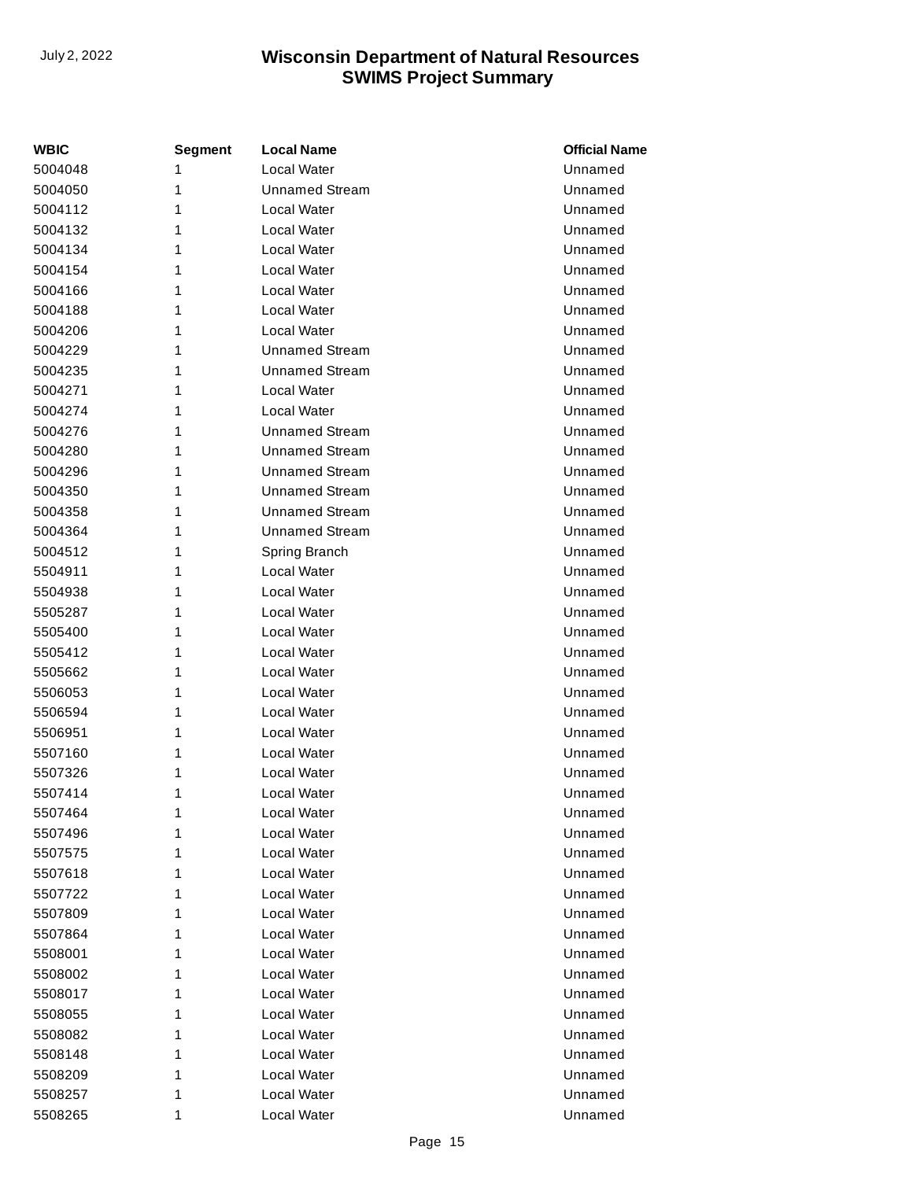| WBIC | Segment | Local Name | Official Name |
|---|---|---|---|
| 5004048 | 1 | Local Water | Unnamed |
| 5004050 | 1 | Unnamed Stream | Unnamed |
| 5004112 | 1 | Local Water | Unnamed |
| 5004132 | 1 | Local Water | Unnamed |
| 5004134 | 1 | Local Water | Unnamed |
| 5004154 | 1 | Local Water | Unnamed |
| 5004166 | 1 | Local Water | Unnamed |
| 5004188 | 1 | Local Water | Unnamed |
| 5004206 | 1 | Local Water | Unnamed |
| 5004229 | 1 | Unnamed Stream | Unnamed |
| 5004235 | 1 | Unnamed Stream | Unnamed |
| 5004271 | 1 | Local Water | Unnamed |
| 5004274 | 1 | Local Water | Unnamed |
| 5004276 | 1 | Unnamed Stream | Unnamed |
| 5004280 | 1 | Unnamed Stream | Unnamed |
| 5004296 | 1 | Unnamed Stream | Unnamed |
| 5004350 | 1 | Unnamed Stream | Unnamed |
| 5004358 | 1 | Unnamed Stream | Unnamed |
| 5004364 | 1 | Unnamed Stream | Unnamed |
| 5004512 | 1 | Spring Branch | Unnamed |
| 5504911 | 1 | Local Water | Unnamed |
| 5504938 | 1 | Local Water | Unnamed |
| 5505287 | 1 | Local Water | Unnamed |
| 5505400 | 1 | Local Water | Unnamed |
| 5505412 | 1 | Local Water | Unnamed |
| 5505662 | 1 | Local Water | Unnamed |
| 5506053 | 1 | Local Water | Unnamed |
| 5506594 | 1 | Local Water | Unnamed |
| 5506951 | 1 | Local Water | Unnamed |
| 5507160 | 1 | Local Water | Unnamed |
| 5507326 | 1 | Local Water | Unnamed |
| 5507414 | 1 | Local Water | Unnamed |
| 5507464 | 1 | Local Water | Unnamed |
| 5507496 | 1 | Local Water | Unnamed |
| 5507575 | 1 | Local Water | Unnamed |
| 5507618 | 1 | Local Water | Unnamed |
| 5507722 | 1 | Local Water | Unnamed |
| 5507809 | 1 | Local Water | Unnamed |
| 5507864 | 1 | Local Water | Unnamed |
| 5508001 | 1 | Local Water | Unnamed |
| 5508002 | 1 | Local Water | Unnamed |
| 5508017 | 1 | Local Water | Unnamed |
| 5508055 | 1 | Local Water | Unnamed |
| 5508082 | 1 | Local Water | Unnamed |
| 5508148 | 1 | Local Water | Unnamed |
| 5508209 | 1 | Local Water | Unnamed |
| 5508257 | 1 | Local Water | Unnamed |
| 5508265 | 1 | Local Water | Unnamed |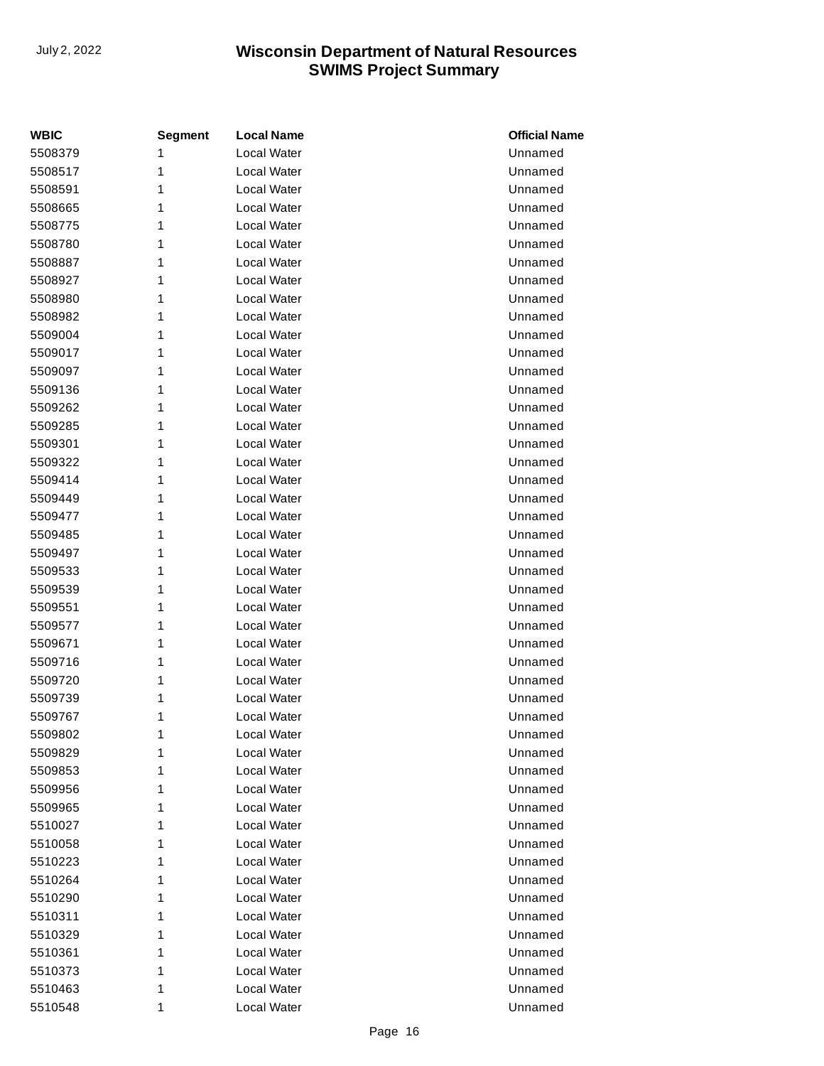| WBIC | Segment | Local Name | Official Name |
|---|---|---|---|
| 5508379 | 1 | Local Water | Unnamed |
| 5508517 | 1 | Local Water | Unnamed |
| 5508591 | 1 | Local Water | Unnamed |
| 5508665 | 1 | Local Water | Unnamed |
| 5508775 | 1 | Local Water | Unnamed |
| 5508780 | 1 | Local Water | Unnamed |
| 5508887 | 1 | Local Water | Unnamed |
| 5508927 | 1 | Local Water | Unnamed |
| 5508980 | 1 | Local Water | Unnamed |
| 5508982 | 1 | Local Water | Unnamed |
| 5509004 | 1 | Local Water | Unnamed |
| 5509017 | 1 | Local Water | Unnamed |
| 5509097 | 1 | Local Water | Unnamed |
| 5509136 | 1 | Local Water | Unnamed |
| 5509262 | 1 | Local Water | Unnamed |
| 5509285 | 1 | Local Water | Unnamed |
| 5509301 | 1 | Local Water | Unnamed |
| 5509322 | 1 | Local Water | Unnamed |
| 5509414 | 1 | Local Water | Unnamed |
| 5509449 | 1 | Local Water | Unnamed |
| 5509477 | 1 | Local Water | Unnamed |
| 5509485 | 1 | Local Water | Unnamed |
| 5509497 | 1 | Local Water | Unnamed |
| 5509533 | 1 | Local Water | Unnamed |
| 5509539 | 1 | Local Water | Unnamed |
| 5509551 | 1 | Local Water | Unnamed |
| 5509577 | 1 | Local Water | Unnamed |
| 5509671 | 1 | Local Water | Unnamed |
| 5509716 | 1 | Local Water | Unnamed |
| 5509720 | 1 | Local Water | Unnamed |
| 5509739 | 1 | Local Water | Unnamed |
| 5509767 | 1 | Local Water | Unnamed |
| 5509802 | 1 | Local Water | Unnamed |
| 5509829 | 1 | Local Water | Unnamed |
| 5509853 | 1 | Local Water | Unnamed |
| 5509956 | 1 | Local Water | Unnamed |
| 5509965 | 1 | Local Water | Unnamed |
| 5510027 | 1 | Local Water | Unnamed |
| 5510058 | 1 | Local Water | Unnamed |
| 5510223 | 1 | Local Water | Unnamed |
| 5510264 | 1 | Local Water | Unnamed |
| 5510290 | 1 | Local Water | Unnamed |
| 5510311 | 1 | Local Water | Unnamed |
| 5510329 | 1 | Local Water | Unnamed |
| 5510361 | 1 | Local Water | Unnamed |
| 5510373 | 1 | Local Water | Unnamed |
| 5510463 | 1 | Local Water | Unnamed |
| 5510548 | 1 | Local Water | Unnamed |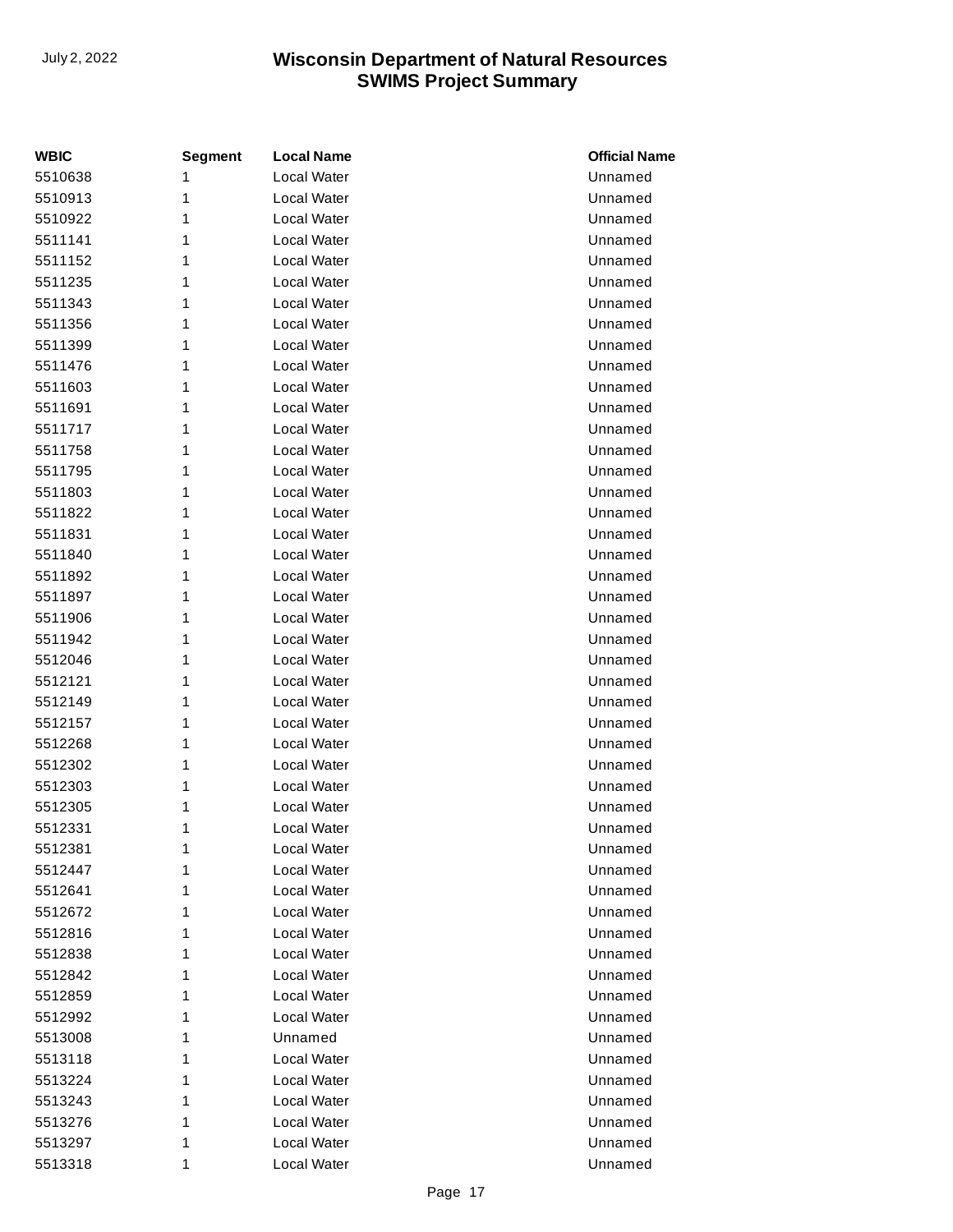| WBIC | Segment | Local Name | Official Name |
| --- | --- | --- | --- |
| 5510638 | 1 | Local Water | Unnamed |
| 5510913 | 1 | Local Water | Unnamed |
| 5510922 | 1 | Local Water | Unnamed |
| 5511141 | 1 | Local Water | Unnamed |
| 5511152 | 1 | Local Water | Unnamed |
| 5511235 | 1 | Local Water | Unnamed |
| 5511343 | 1 | Local Water | Unnamed |
| 5511356 | 1 | Local Water | Unnamed |
| 5511399 | 1 | Local Water | Unnamed |
| 5511476 | 1 | Local Water | Unnamed |
| 5511603 | 1 | Local Water | Unnamed |
| 5511691 | 1 | Local Water | Unnamed |
| 5511717 | 1 | Local Water | Unnamed |
| 5511758 | 1 | Local Water | Unnamed |
| 5511795 | 1 | Local Water | Unnamed |
| 5511803 | 1 | Local Water | Unnamed |
| 5511822 | 1 | Local Water | Unnamed |
| 5511831 | 1 | Local Water | Unnamed |
| 5511840 | 1 | Local Water | Unnamed |
| 5511892 | 1 | Local Water | Unnamed |
| 5511897 | 1 | Local Water | Unnamed |
| 5511906 | 1 | Local Water | Unnamed |
| 5511942 | 1 | Local Water | Unnamed |
| 5512046 | 1 | Local Water | Unnamed |
| 5512121 | 1 | Local Water | Unnamed |
| 5512149 | 1 | Local Water | Unnamed |
| 5512157 | 1 | Local Water | Unnamed |
| 5512268 | 1 | Local Water | Unnamed |
| 5512302 | 1 | Local Water | Unnamed |
| 5512303 | 1 | Local Water | Unnamed |
| 5512305 | 1 | Local Water | Unnamed |
| 5512331 | 1 | Local Water | Unnamed |
| 5512381 | 1 | Local Water | Unnamed |
| 5512447 | 1 | Local Water | Unnamed |
| 5512641 | 1 | Local Water | Unnamed |
| 5512672 | 1 | Local Water | Unnamed |
| 5512816 | 1 | Local Water | Unnamed |
| 5512838 | 1 | Local Water | Unnamed |
| 5512842 | 1 | Local Water | Unnamed |
| 5512859 | 1 | Local Water | Unnamed |
| 5512992 | 1 | Local Water | Unnamed |
| 5513008 | 1 | Unnamed | Unnamed |
| 5513118 | 1 | Local Water | Unnamed |
| 5513224 | 1 | Local Water | Unnamed |
| 5513243 | 1 | Local Water | Unnamed |
| 5513276 | 1 | Local Water | Unnamed |
| 5513297 | 1 | Local Water | Unnamed |
| 5513318 | 1 | Local Water | Unnamed |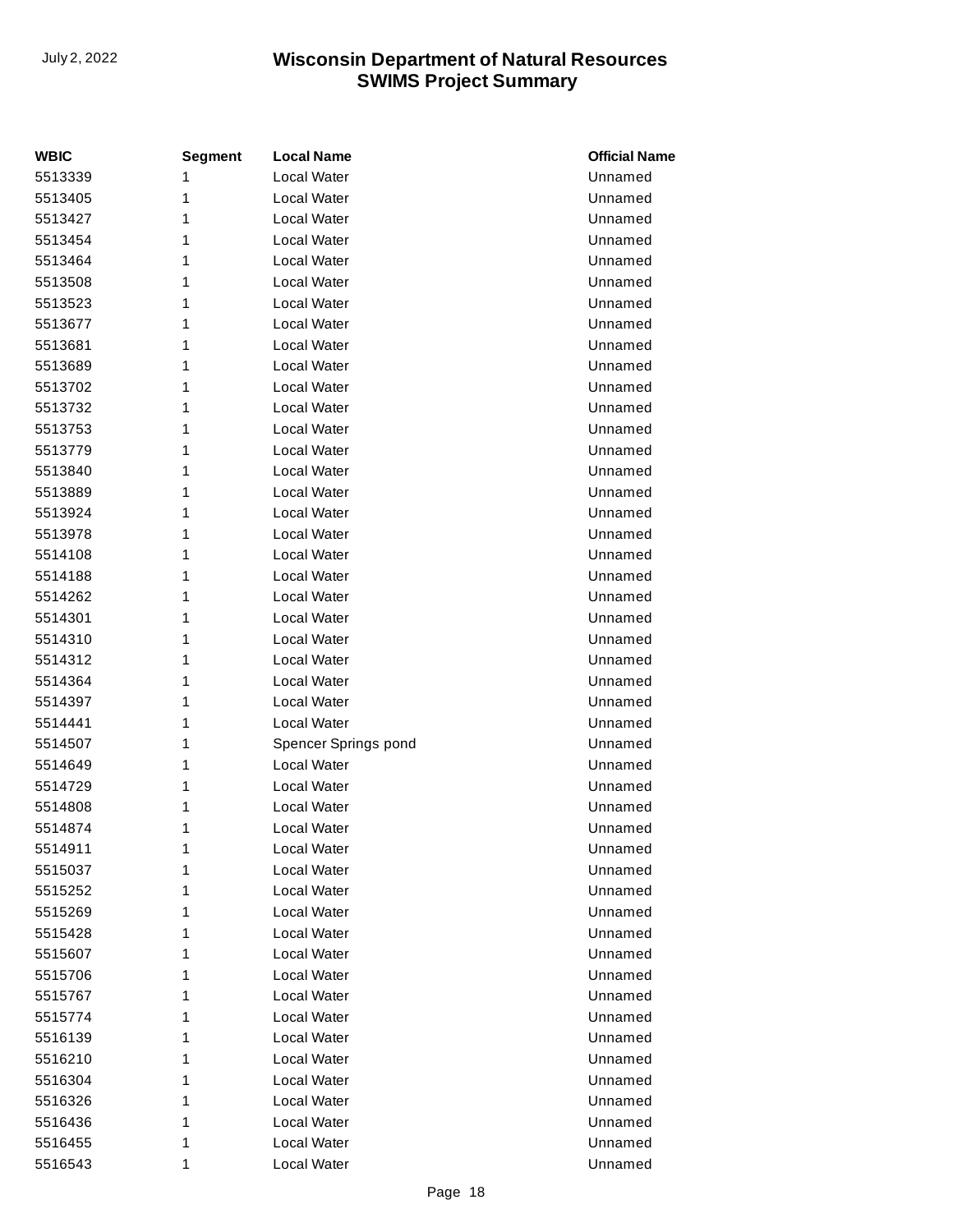| WBIC | Segment | Local Name | Official Name |
|---|---|---|---|
| 5513339 | 1 | Local Water | Unnamed |
| 5513405 | 1 | Local Water | Unnamed |
| 5513427 | 1 | Local Water | Unnamed |
| 5513454 | 1 | Local Water | Unnamed |
| 5513464 | 1 | Local Water | Unnamed |
| 5513508 | 1 | Local Water | Unnamed |
| 5513523 | 1 | Local Water | Unnamed |
| 5513677 | 1 | Local Water | Unnamed |
| 5513681 | 1 | Local Water | Unnamed |
| 5513689 | 1 | Local Water | Unnamed |
| 5513702 | 1 | Local Water | Unnamed |
| 5513732 | 1 | Local Water | Unnamed |
| 5513753 | 1 | Local Water | Unnamed |
| 5513779 | 1 | Local Water | Unnamed |
| 5513840 | 1 | Local Water | Unnamed |
| 5513889 | 1 | Local Water | Unnamed |
| 5513924 | 1 | Local Water | Unnamed |
| 5513978 | 1 | Local Water | Unnamed |
| 5514108 | 1 | Local Water | Unnamed |
| 5514188 | 1 | Local Water | Unnamed |
| 5514262 | 1 | Local Water | Unnamed |
| 5514301 | 1 | Local Water | Unnamed |
| 5514310 | 1 | Local Water | Unnamed |
| 5514312 | 1 | Local Water | Unnamed |
| 5514364 | 1 | Local Water | Unnamed |
| 5514397 | 1 | Local Water | Unnamed |
| 5514441 | 1 | Local Water | Unnamed |
| 5514507 | 1 | Spencer Springs pond | Unnamed |
| 5514649 | 1 | Local Water | Unnamed |
| 5514729 | 1 | Local Water | Unnamed |
| 5514808 | 1 | Local Water | Unnamed |
| 5514874 | 1 | Local Water | Unnamed |
| 5514911 | 1 | Local Water | Unnamed |
| 5515037 | 1 | Local Water | Unnamed |
| 5515252 | 1 | Local Water | Unnamed |
| 5515269 | 1 | Local Water | Unnamed |
| 5515428 | 1 | Local Water | Unnamed |
| 5515607 | 1 | Local Water | Unnamed |
| 5515706 | 1 | Local Water | Unnamed |
| 5515767 | 1 | Local Water | Unnamed |
| 5515774 | 1 | Local Water | Unnamed |
| 5516139 | 1 | Local Water | Unnamed |
| 5516210 | 1 | Local Water | Unnamed |
| 5516304 | 1 | Local Water | Unnamed |
| 5516326 | 1 | Local Water | Unnamed |
| 5516436 | 1 | Local Water | Unnamed |
| 5516455 | 1 | Local Water | Unnamed |
| 5516543 | 1 | Local Water | Unnamed |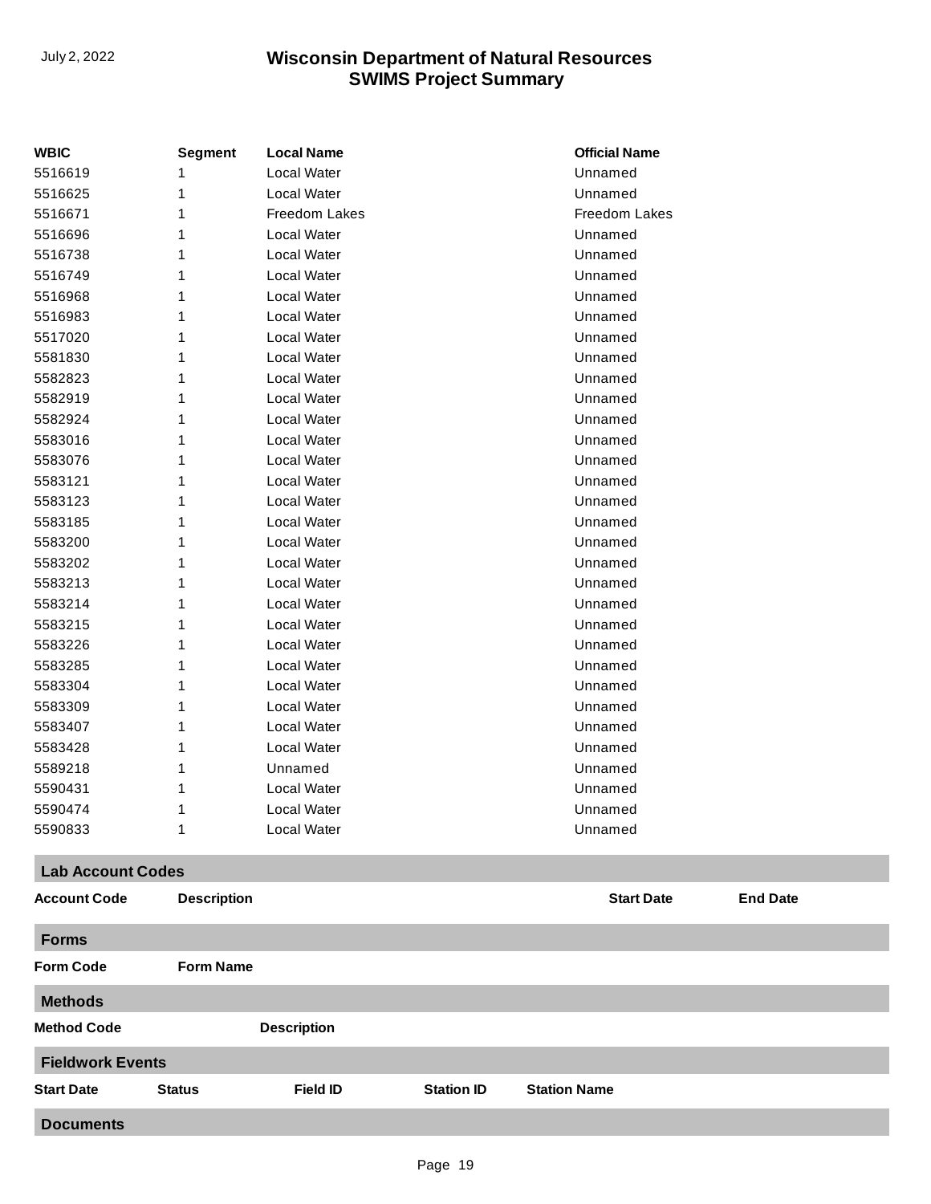| WBIC | Segment | Local Name | Official Name |
|---|---|---|---|
| 5516619 | 1 | Local Water | Unnamed |
| 5516625 | 1 | Local Water | Unnamed |
| 5516671 | 1 | Freedom Lakes | Freedom Lakes |
| 5516696 | 1 | Local Water | Unnamed |
| 5516738 | 1 | Local Water | Unnamed |
| 5516749 | 1 | Local Water | Unnamed |
| 5516968 | 1 | Local Water | Unnamed |
| 5516983 | 1 | Local Water | Unnamed |
| 5517020 | 1 | Local Water | Unnamed |
| 5581830 | 1 | Local Water | Unnamed |
| 5582823 | 1 | Local Water | Unnamed |
| 5582919 | 1 | Local Water | Unnamed |
| 5582924 | 1 | Local Water | Unnamed |
| 5583016 | 1 | Local Water | Unnamed |
| 5583076 | 1 | Local Water | Unnamed |
| 5583121 | 1 | Local Water | Unnamed |
| 5583123 | 1 | Local Water | Unnamed |
| 5583185 | 1 | Local Water | Unnamed |
| 5583200 | 1 | Local Water | Unnamed |
| 5583202 | 1 | Local Water | Unnamed |
| 5583213 | 1 | Local Water | Unnamed |
| 5583214 | 1 | Local Water | Unnamed |
| 5583215 | 1 | Local Water | Unnamed |
| 5583226 | 1 | Local Water | Unnamed |
| 5583285 | 1 | Local Water | Unnamed |
| 5583304 | 1 | Local Water | Unnamed |
| 5583309 | 1 | Local Water | Unnamed |
| 5583407 | 1 | Local Water | Unnamed |
| 5583428 | 1 | Local Water | Unnamed |
| 5589218 | 1 | Unnamed | Unnamed |
| 5590431 | 1 | Local Water | Unnamed |
| 5590474 | 1 | Local Water | Unnamed |
| 5590833 | 1 | Local Water | Unnamed |

## Lab Account Codes

| Account Code | Description | Start Date | End Date |
|---|---|---|---|

## Forms

| Form Code | Form Name |
|---|---|

## Methods

| Method Code | Description |
|---|---|

## Fieldwork Events

| Start Date | Status | Field ID | Station ID | Station Name |
|---|---|---|---|---|

## Documents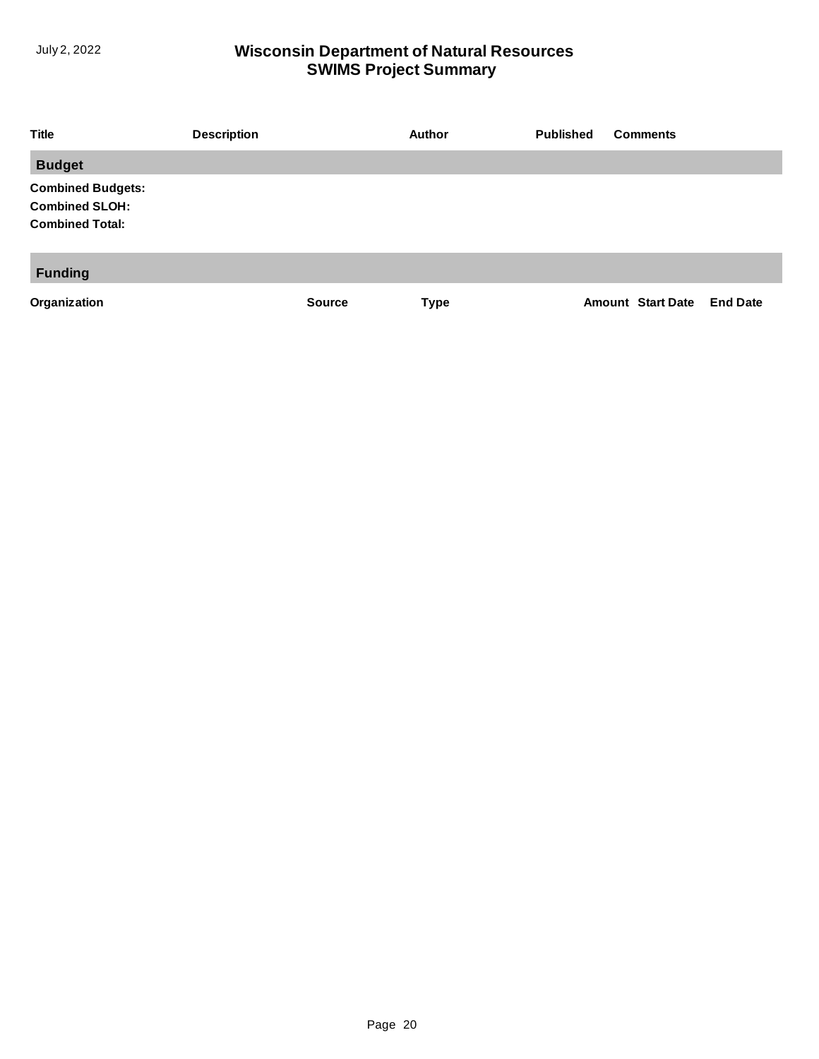| Title | Description | Author | Published | Comments |
|---|---|---|---|---|

## Budget

**Combined Budgets:**

**Combined SLOH:**

**Combined Total:**

## Funding

| Organization | Source | Type | Amount | Start Date | End Date |
|---|---|---|---|---|---|